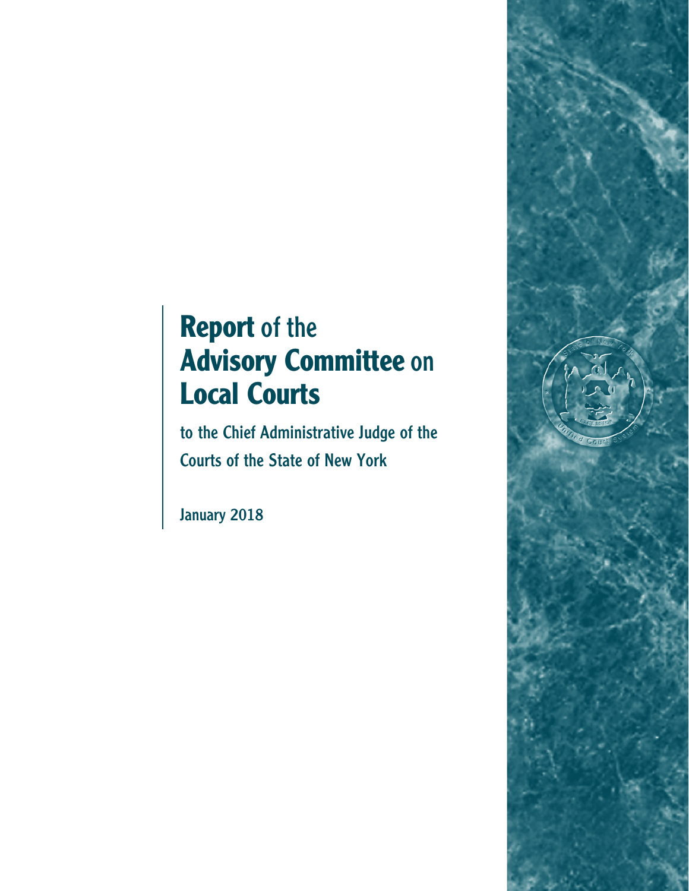# Report of the Advisory Committee on Local Courts

to the Chief Administrative Judge of the Courts of the State of New York

January 2018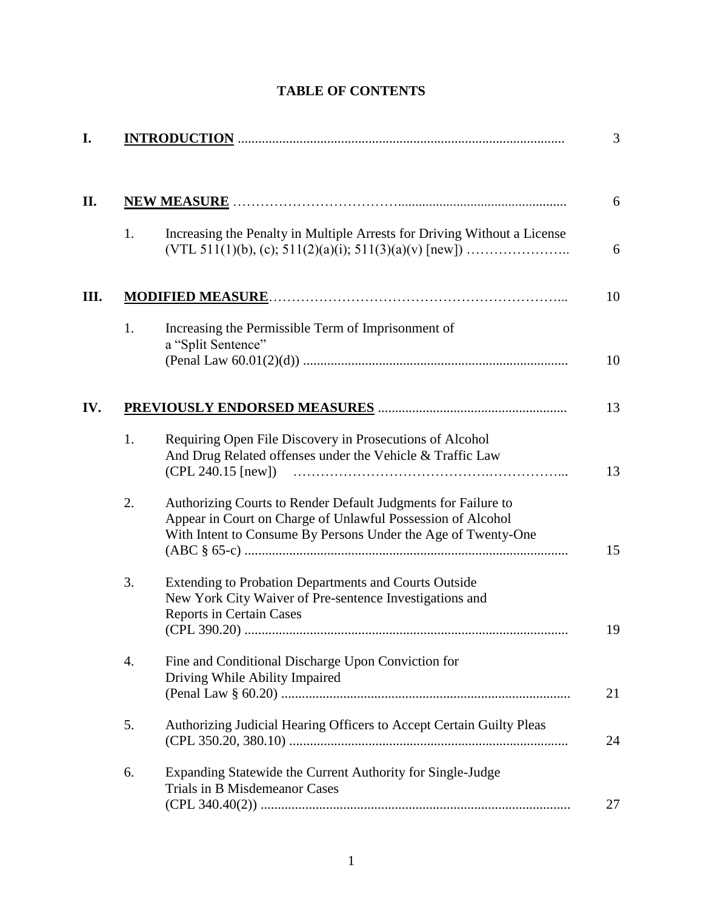# TABLE OF CONTENTS

| | | | |
|---|---|---|---|
| **I.** | **INTRODUCTION** | | 3 |
| **II.** | **NEW MEASURE** | | 6 |
| | 1. | Increasing the Penalty in Multiple Arrests for Driving Without a License (VTL 511(1)(b), (c); 511(2)(a)(i); 511(3)(a)(v) [new]) | 6 |
| **III.** | **MODIFIED MEASURE** | | 10 |
| | 1. | Increasing the Permissible Term of Imprisonment of a "Split Sentence" (Penal Law 60.01(2)(d)) | 10 |
| **IV.** | **PREVIOUSLY ENDORSED MEASURES** | | 13 |
| | 1. | Requiring Open File Discovery in Prosecutions of Alcohol And Drug Related offenses under the Vehicle & Traffic Law (CPL 240.15 [new]) | 13 |
| | 2. | Authorizing Courts to Render Default Judgments for Failure to Appear in Court on Charge of Unlawful Possession of Alcohol With Intent to Consume By Persons Under the Age of Twenty-One (ABC § 65-c) | 15 |
| | 3. | Extending to Probation Departments and Courts Outside New York City Waiver of Pre-sentence Investigations and Reports in Certain Cases (CPL 390.20) | 19 |
| | 4. | Fine and Conditional Discharge Upon Conviction for Driving While Ability Impaired (Penal Law § 60.20) | 21 |
| | 5. | Authorizing Judicial Hearing Officers to Accept Certain Guilty Pleas (CPL 350.20, 380.10) | 24 |
| | 6. | Expanding Statewide the Current Authority for Single-Judge Trials in B Misdemeanor Cases (CPL 340.40(2)) | 27 |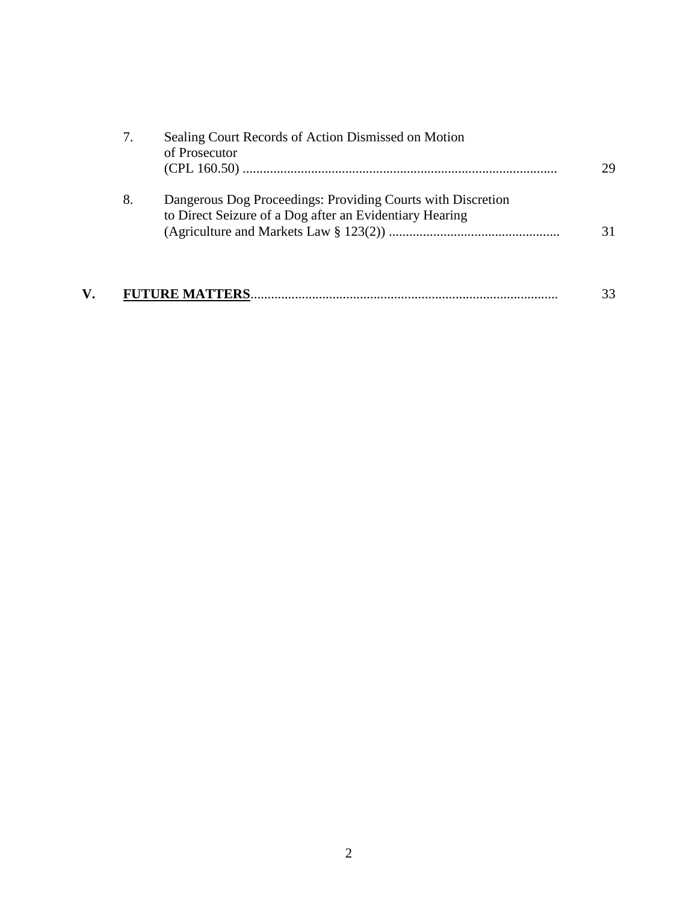7. Sealing Court Records of Action Dismissed on Motion of Prosecutor (CPL 160.50) ............................................................................................ 29

8. Dangerous Dog Proceedings: Providing Courts with Discretion to Direct Seizure of a Dog after an Evidentiary Hearing (Agriculture and Markets Law § 123(2)) .................................................. 31

**V.** **<u>FUTURE MATTERS</u>**......................................................................................... 33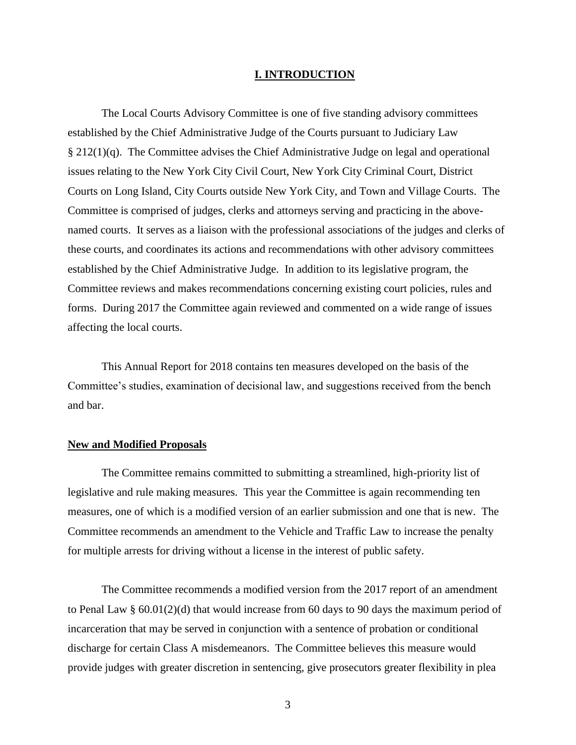## I. INTRODUCTION

The Local Courts Advisory Committee is one of five standing advisory committees established by the Chief Administrative Judge of the Courts pursuant to Judiciary Law § 212(1)(q). The Committee advises the Chief Administrative Judge on legal and operational issues relating to the New York City Civil Court, New York City Criminal Court, District Courts on Long Island, City Courts outside New York City, and Town and Village Courts. The Committee is comprised of judges, clerks and attorneys serving and practicing in the above-named courts. It serves as a liaison with the professional associations of the judges and clerks of these courts, and coordinates its actions and recommendations with other advisory committees established by the Chief Administrative Judge. In addition to its legislative program, the Committee reviews and makes recommendations concerning existing court policies, rules and forms. During 2017 the Committee again reviewed and commented on a wide range of issues affecting the local courts.

This Annual Report for 2018 contains ten measures developed on the basis of the Committee's studies, examination of decisional law, and suggestions received from the bench and bar.

**New and Modified Proposals**

The Committee remains committed to submitting a streamlined, high-priority list of legislative and rule making measures. This year the Committee is again recommending ten measures, one of which is a modified version of an earlier submission and one that is new. The Committee recommends an amendment to the Vehicle and Traffic Law to increase the penalty for multiple arrests for driving without a license in the interest of public safety.

The Committee recommends a modified version from the 2017 report of an amendment to Penal Law § 60.01(2)(d) that would increase from 60 days to 90 days the maximum period of incarceration that may be served in conjunction with a sentence of probation or conditional discharge for certain Class A misdemeanors. The Committee believes this measure would provide judges with greater discretion in sentencing, give prosecutors greater flexibility in plea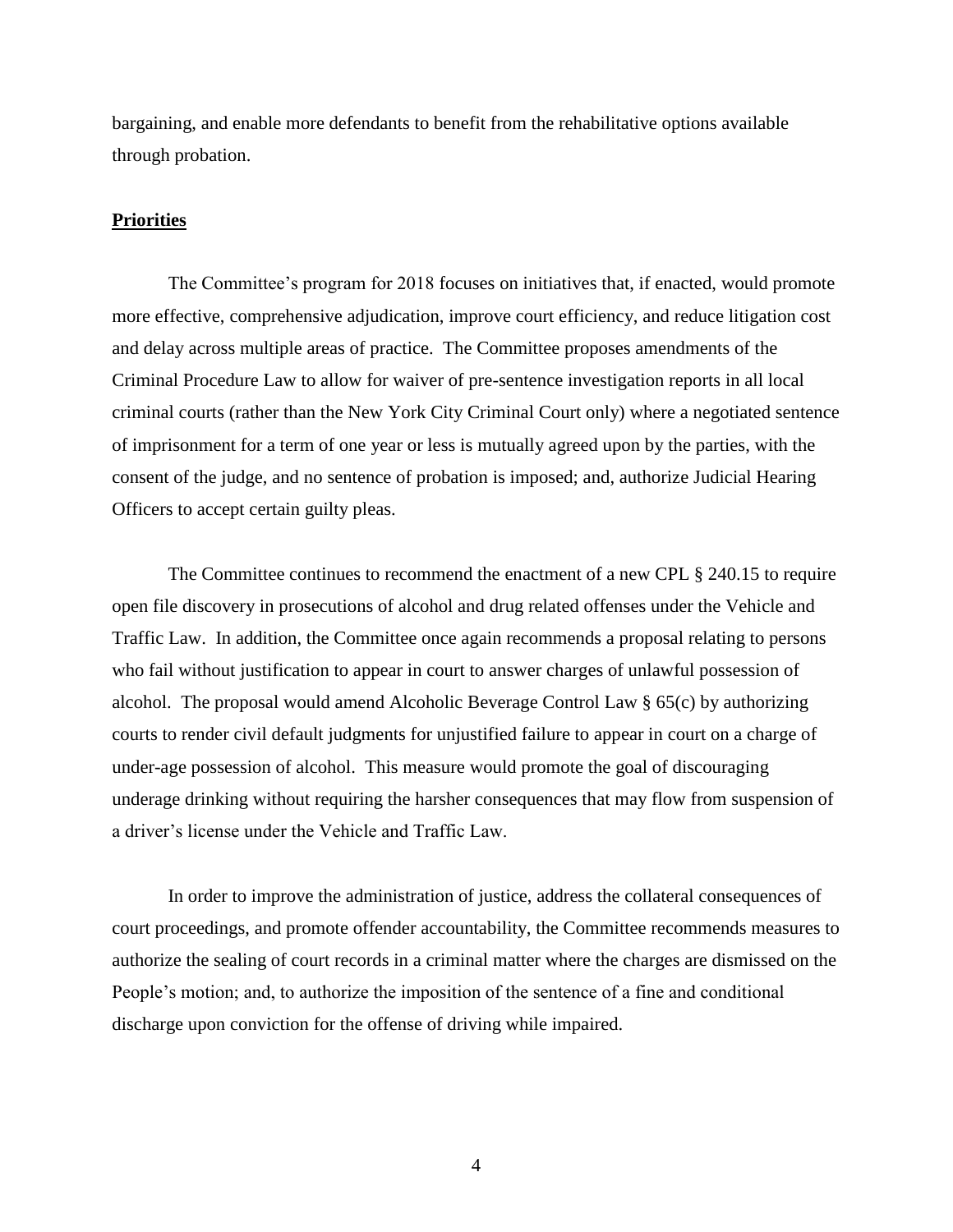bargaining, and enable more defendants to benefit from the rehabilitative options available through probation.

**Priorities**

The Committee's program for 2018 focuses on initiatives that, if enacted, would promote more effective, comprehensive adjudication, improve court efficiency, and reduce litigation cost and delay across multiple areas of practice. The Committee proposes amendments of the Criminal Procedure Law to allow for waiver of pre-sentence investigation reports in all local criminal courts (rather than the New York City Criminal Court only) where a negotiated sentence of imprisonment for a term of one year or less is mutually agreed upon by the parties, with the consent of the judge, and no sentence of probation is imposed; and, authorize Judicial Hearing Officers to accept certain guilty pleas.

The Committee continues to recommend the enactment of a new CPL § 240.15 to require open file discovery in prosecutions of alcohol and drug related offenses under the Vehicle and Traffic Law. In addition, the Committee once again recommends a proposal relating to persons who fail without justification to appear in court to answer charges of unlawful possession of alcohol. The proposal would amend Alcoholic Beverage Control Law § 65(c) by authorizing courts to render civil default judgments for unjustified failure to appear in court on a charge of under-age possession of alcohol. This measure would promote the goal of discouraging underage drinking without requiring the harsher consequences that may flow from suspension of a driver's license under the Vehicle and Traffic Law.

In order to improve the administration of justice, address the collateral consequences of court proceedings, and promote offender accountability, the Committee recommends measures to authorize the sealing of court records in a criminal matter where the charges are dismissed on the People's motion; and, to authorize the imposition of the sentence of a fine and conditional discharge upon conviction for the offense of driving while impaired.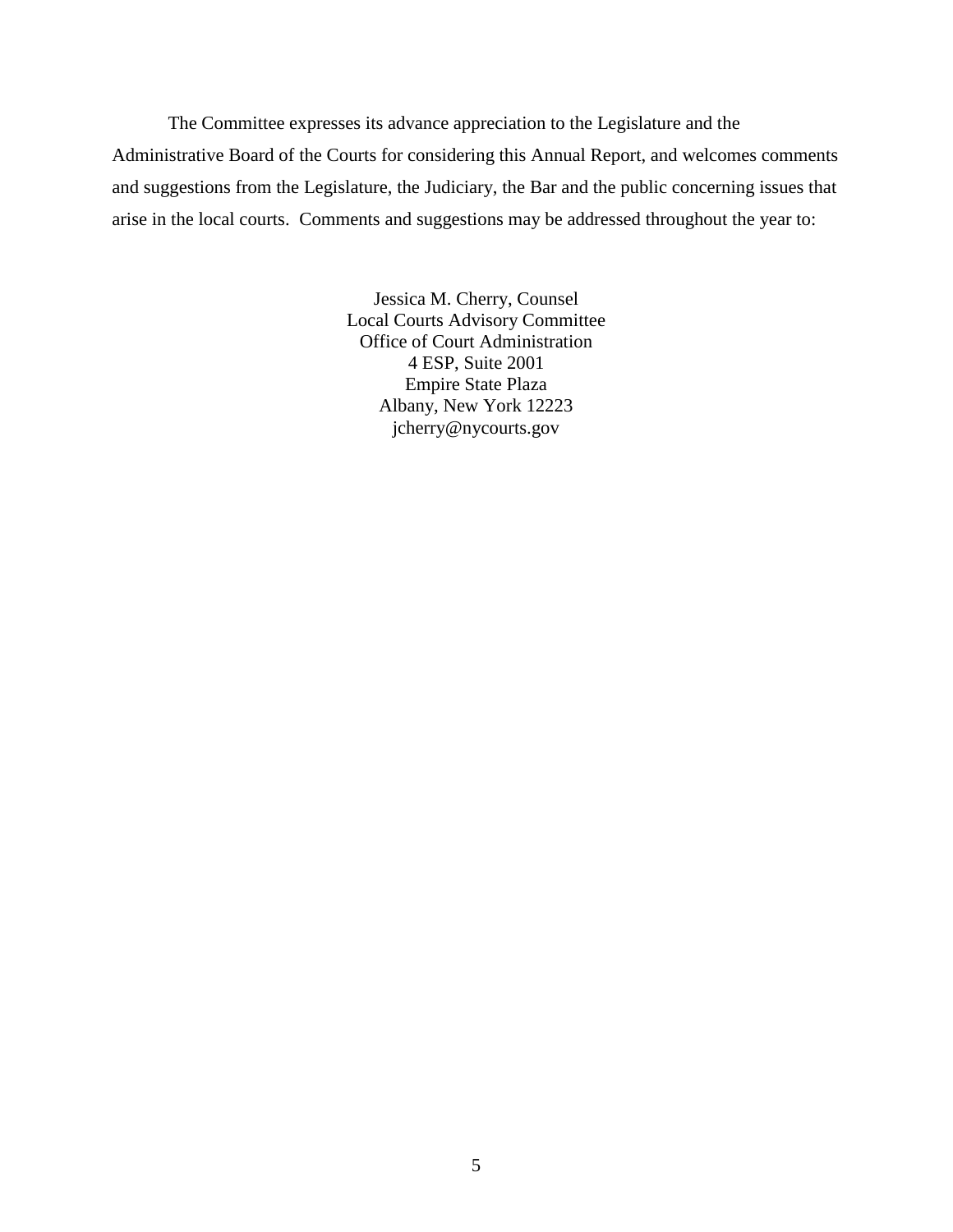The Committee expresses its advance appreciation to the Legislature and the Administrative Board of the Courts for considering this Annual Report, and welcomes comments and suggestions from the Legislature, the Judiciary, the Bar and the public concerning issues that arise in the local courts. Comments and suggestions may be addressed throughout the year to:

Jessica M. Cherry, Counsel
Local Courts Advisory Committee
Office of Court Administration
4 ESP, Suite 2001
Empire State Plaza
Albany, New York 12223
jcherry@nycourts.gov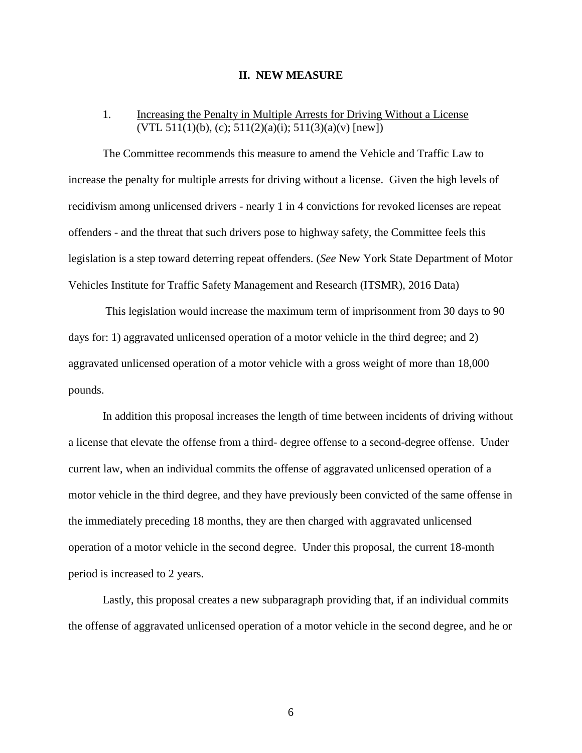## II. NEW MEASURE

1. Increasing the Penalty in Multiple Arrests for Driving Without a License (VTL 511(1)(b), (c); 511(2)(a)(i); 511(3)(a)(v) [new])

The Committee recommends this measure to amend the Vehicle and Traffic Law to increase the penalty for multiple arrests for driving without a license. Given the high levels of recidivism among unlicensed drivers - nearly 1 in 4 convictions for revoked licenses are repeat offenders - and the threat that such drivers pose to highway safety, the Committee feels this legislation is a step toward deterring repeat offenders. (*See* New York State Department of Motor Vehicles Institute for Traffic Safety Management and Research (ITSMR), 2016 Data)

This legislation would increase the maximum term of imprisonment from 30 days to 90 days for: 1) aggravated unlicensed operation of a motor vehicle in the third degree; and 2) aggravated unlicensed operation of a motor vehicle with a gross weight of more than 18,000 pounds.

In addition this proposal increases the length of time between incidents of driving without a license that elevate the offense from a third- degree offense to a second-degree offense. Under current law, when an individual commits the offense of aggravated unlicensed operation of a motor vehicle in the third degree, and they have previously been convicted of the same offense in the immediately preceding 18 months, they are then charged with aggravated unlicensed operation of a motor vehicle in the second degree. Under this proposal, the current 18-month period is increased to 2 years.

Lastly, this proposal creates a new subparagraph providing that, if an individual commits the offense of aggravated unlicensed operation of a motor vehicle in the second degree, and he or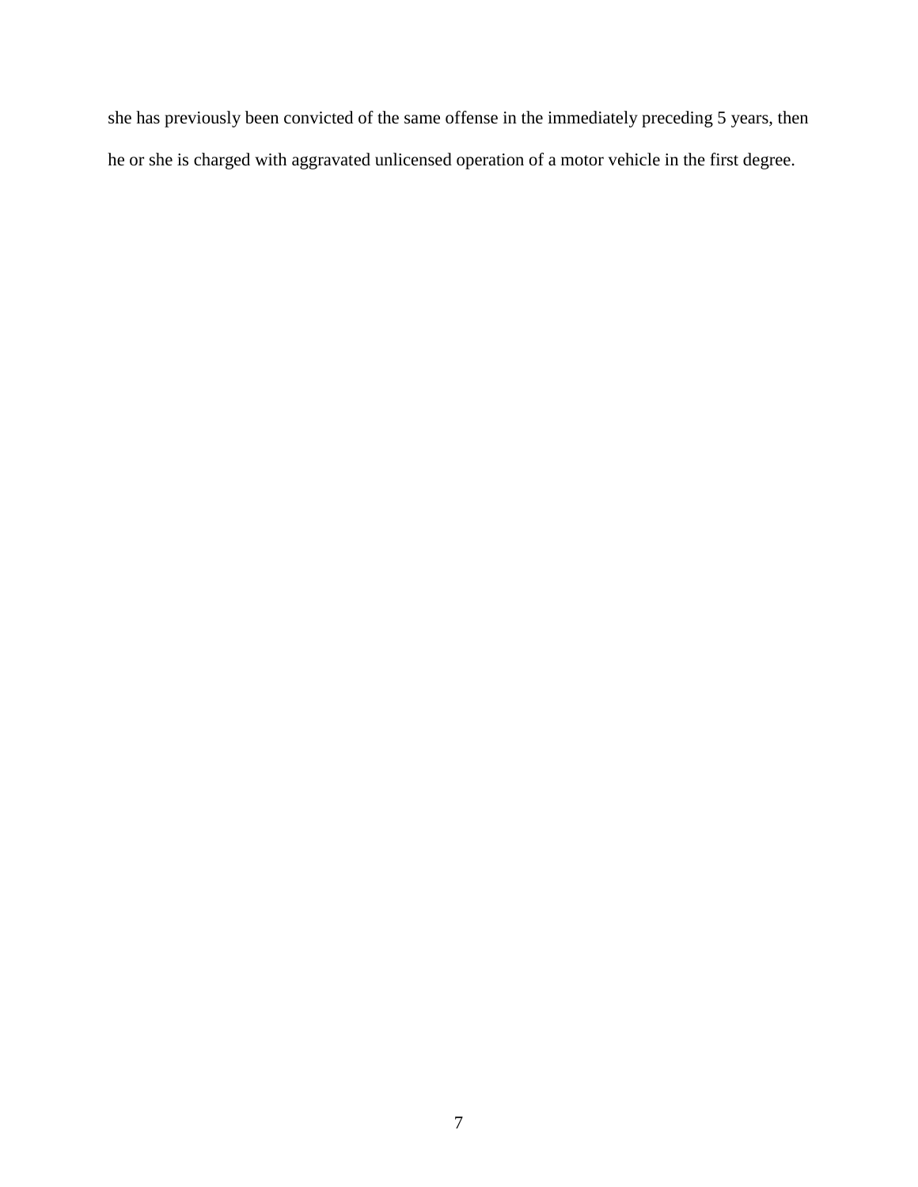she has previously been convicted of the same offense in the immediately preceding 5 years, then he or she is charged with aggravated unlicensed operation of a motor vehicle in the first degree.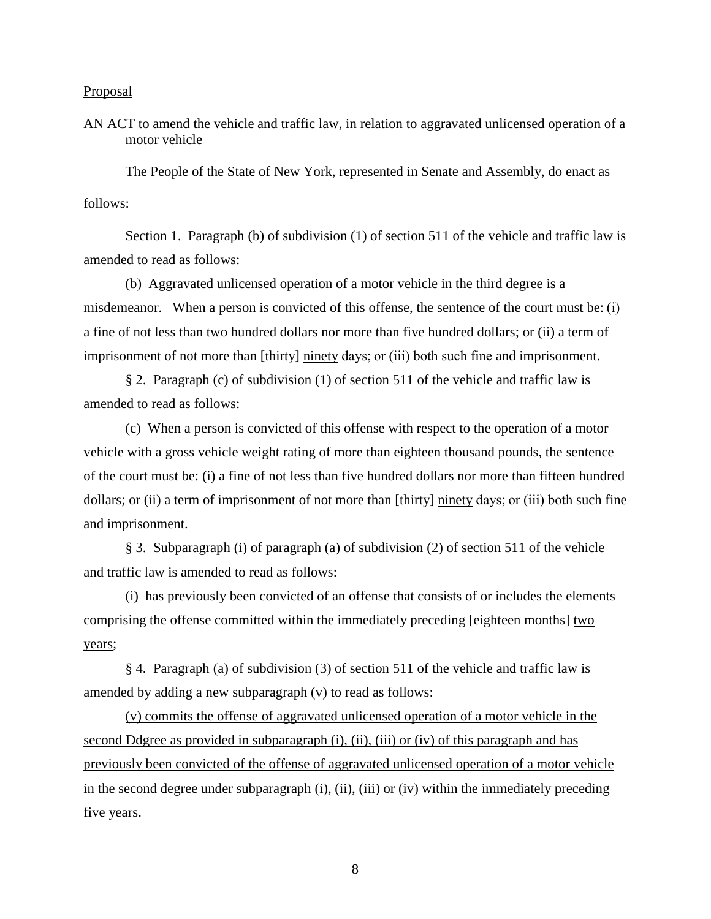Proposal

AN ACT to amend the vehicle and traffic law, in relation to aggravated unlicensed operation of a motor vehicle

The People of the State of New York, represented in Senate and Assembly, do enact as follows:

Section 1. Paragraph (b) of subdivision (1) of section 511 of the vehicle and traffic law is amended to read as follows:

(b) Aggravated unlicensed operation of a motor vehicle in the third degree is a misdemeanor. When a person is convicted of this offense, the sentence of the court must be: (i) a fine of not less than two hundred dollars nor more than five hundred dollars; or (ii) a term of imprisonment of not more than [thirty] ninety days; or (iii) both such fine and imprisonment.

§ 2. Paragraph (c) of subdivision (1) of section 511 of the vehicle and traffic law is amended to read as follows:

(c) When a person is convicted of this offense with respect to the operation of a motor vehicle with a gross vehicle weight rating of more than eighteen thousand pounds, the sentence of the court must be: (i) a fine of not less than five hundred dollars nor more than fifteen hundred dollars; or (ii) a term of imprisonment of not more than [thirty] ninety days; or (iii) both such fine and imprisonment.

§ 3. Subparagraph (i) of paragraph (a) of subdivision (2) of section 511 of the vehicle and traffic law is amended to read as follows:

(i) has previously been convicted of an offense that consists of or includes the elements comprising the offense committed within the immediately preceding [eighteen months] two years;

§ 4. Paragraph (a) of subdivision (3) of section 511 of the vehicle and traffic law is amended by adding a new subparagraph (v) to read as follows:

(v) commits the offense of aggravated unlicensed operation of a motor vehicle in the second Ddgree as provided in subparagraph (i), (ii), (iii) or (iv) of this paragraph and has previously been convicted of the offense of aggravated unlicensed operation of a motor vehicle in the second degree under subparagraph (i), (ii), (iii) or (iv) within the immediately preceding five years.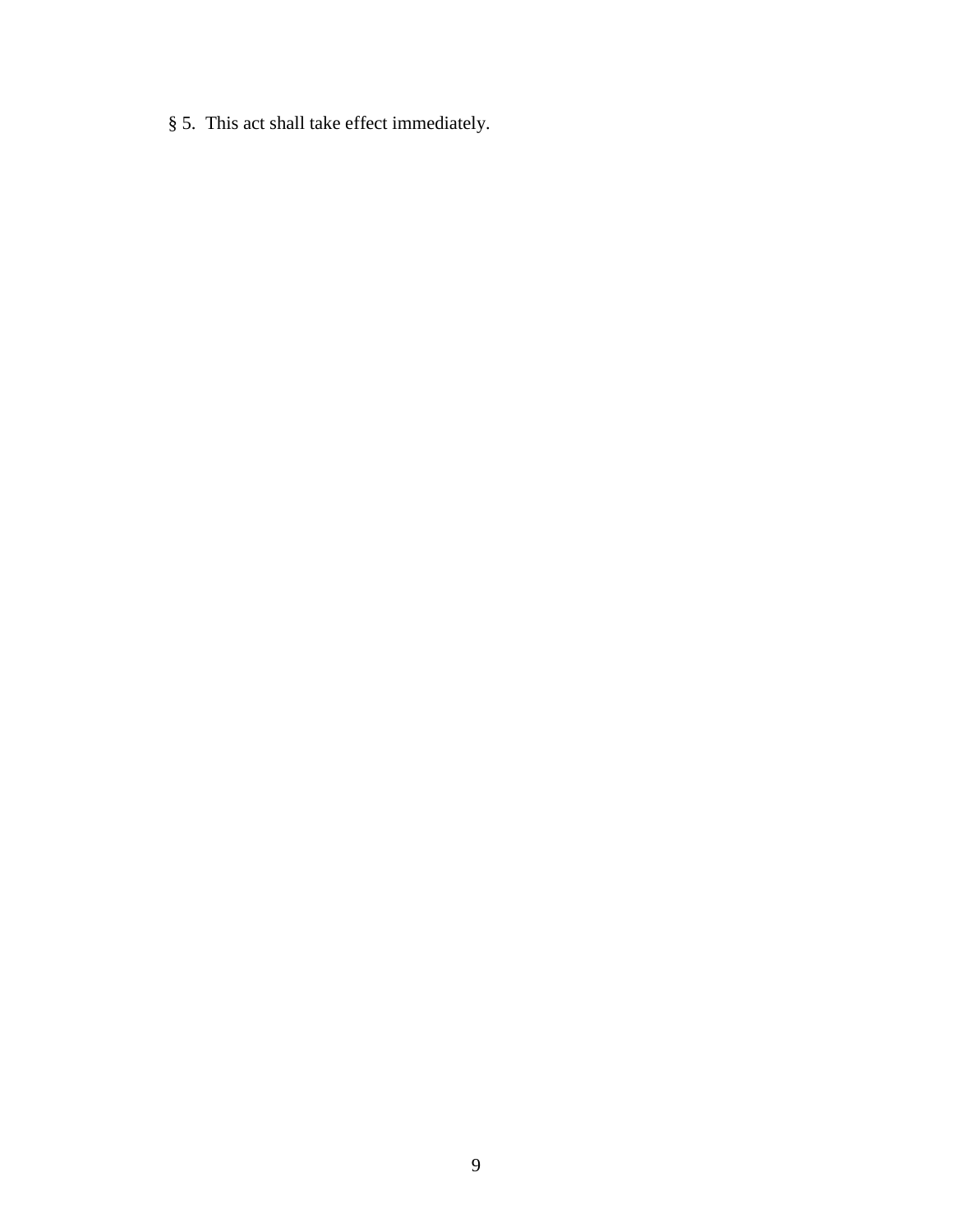§ 5. This act shall take effect immediately.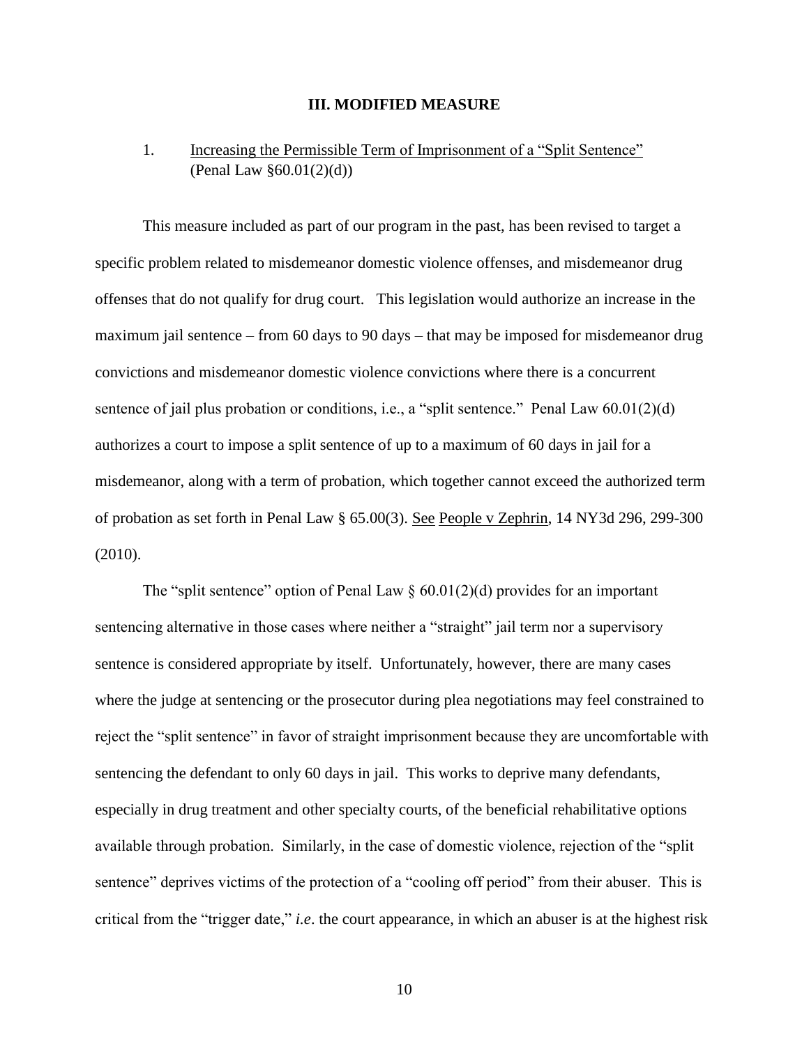## III. MODIFIED MEASURE

1. Increasing the Permissible Term of Imprisonment of a "Split Sentence" (Penal Law §60.01(2)(d))

This measure included as part of our program in the past, has been revised to target a specific problem related to misdemeanor domestic violence offenses, and misdemeanor drug offenses that do not qualify for drug court. This legislation would authorize an increase in the maximum jail sentence – from 60 days to 90 days – that may be imposed for misdemeanor drug convictions and misdemeanor domestic violence convictions where there is a concurrent sentence of jail plus probation or conditions, i.e., a "split sentence." Penal Law 60.01(2)(d) authorizes a court to impose a split sentence of up to a maximum of 60 days in jail for a misdemeanor, along with a term of probation, which together cannot exceed the authorized term of probation as set forth in Penal Law § 65.00(3). See People v Zephrin, 14 NY3d 296, 299-300 (2010).

The "split sentence" option of Penal Law § 60.01(2)(d) provides for an important sentencing alternative in those cases where neither a "straight" jail term nor a supervisory sentence is considered appropriate by itself. Unfortunately, however, there are many cases where the judge at sentencing or the prosecutor during plea negotiations may feel constrained to reject the "split sentence" in favor of straight imprisonment because they are uncomfortable with sentencing the defendant to only 60 days in jail. This works to deprive many defendants, especially in drug treatment and other specialty courts, of the beneficial rehabilitative options available through probation. Similarly, in the case of domestic violence, rejection of the "split sentence" deprives victims of the protection of a "cooling off period" from their abuser. This is critical from the "trigger date," *i.e*. the court appearance, in which an abuser is at the highest risk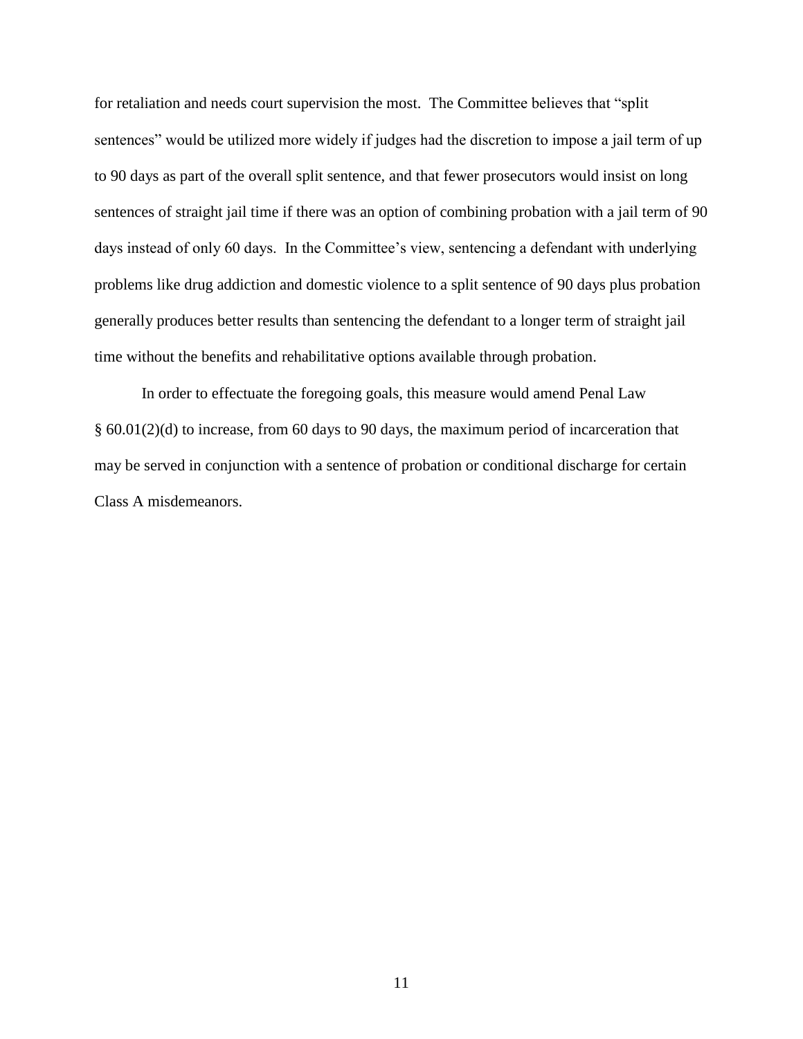for retaliation and needs court supervision the most. The Committee believes that "split sentences" would be utilized more widely if judges had the discretion to impose a jail term of up to 90 days as part of the overall split sentence, and that fewer prosecutors would insist on long sentences of straight jail time if there was an option of combining probation with a jail term of 90 days instead of only 60 days. In the Committee's view, sentencing a defendant with underlying problems like drug addiction and domestic violence to a split sentence of 90 days plus probation generally produces better results than sentencing the defendant to a longer term of straight jail time without the benefits and rehabilitative options available through probation.

In order to effectuate the foregoing goals, this measure would amend Penal Law § 60.01(2)(d) to increase, from 60 days to 90 days, the maximum period of incarceration that may be served in conjunction with a sentence of probation or conditional discharge for certain Class A misdemeanors.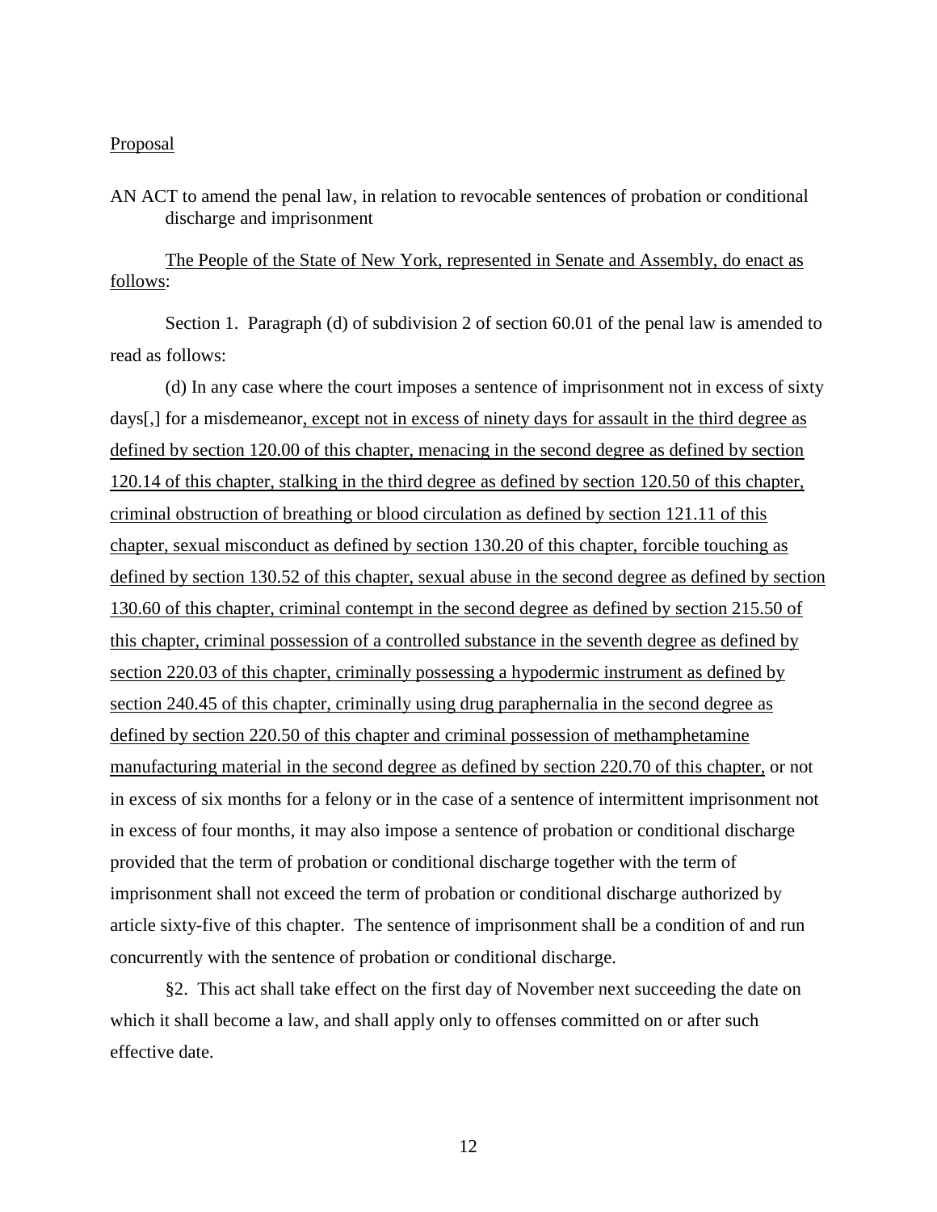Proposal

AN ACT to amend the penal law, in relation to revocable sentences of probation or conditional discharge and imprisonment

The People of the State of New York, represented in Senate and Assembly, do enact as follows:

Section 1. Paragraph (d) of subdivision 2 of section 60.01 of the penal law is amended to read as follows:

(d) In any case where the court imposes a sentence of imprisonment not in excess of sixty days[,] for a misdemeanor, except not in excess of ninety days for assault in the third degree as defined by section 120.00 of this chapter, menacing in the second degree as defined by section 120.14 of this chapter, stalking in the third degree as defined by section 120.50 of this chapter, criminal obstruction of breathing or blood circulation as defined by section 121.11 of this chapter, sexual misconduct as defined by section 130.20 of this chapter, forcible touching as defined by section 130.52 of this chapter, sexual abuse in the second degree as defined by section 130.60 of this chapter, criminal contempt in the second degree as defined by section 215.50 of this chapter, criminal possession of a controlled substance in the seventh degree as defined by section 220.03 of this chapter, criminally possessing a hypodermic instrument as defined by section 240.45 of this chapter, criminally using drug paraphernalia in the second degree as defined by section 220.50 of this chapter and criminal possession of methamphetamine manufacturing material in the second degree as defined by section 220.70 of this chapter, or not in excess of six months for a felony or in the case of a sentence of intermittent imprisonment not in excess of four months, it may also impose a sentence of probation or conditional discharge provided that the term of probation or conditional discharge together with the term of imprisonment shall not exceed the term of probation or conditional discharge authorized by article sixty-five of this chapter. The sentence of imprisonment shall be a condition of and run concurrently with the sentence of probation or conditional discharge.

§2. This act shall take effect on the first day of November next succeeding the date on which it shall become a law, and shall apply only to offenses committed on or after such effective date.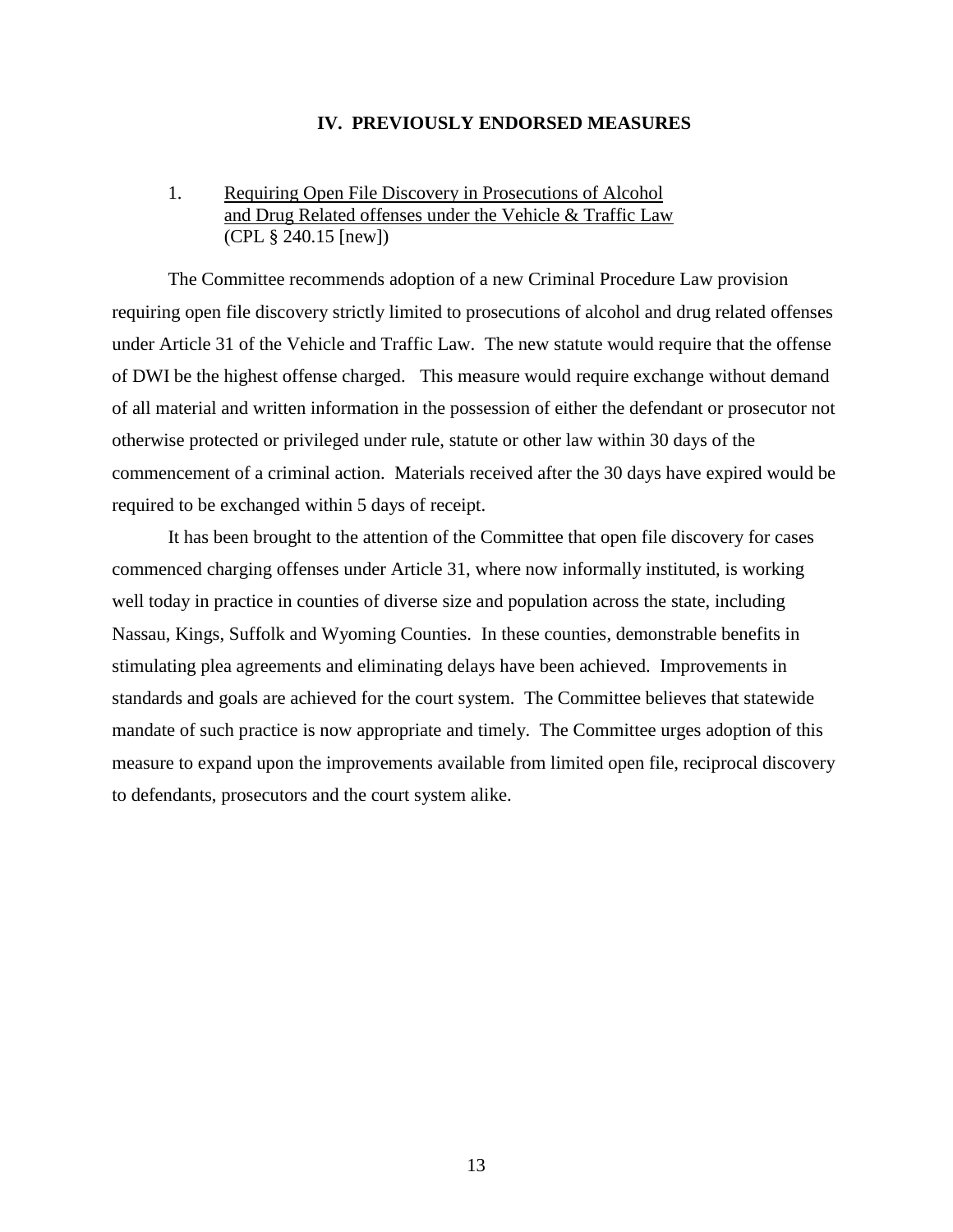## IV. PREVIOUSLY ENDORSED MEASURES

### 1. Requiring Open File Discovery in Prosecutions of Alcohol and Drug Related offenses under the Vehicle & Traffic Law (CPL § 240.15 [new])

The Committee recommends adoption of a new Criminal Procedure Law provision requiring open file discovery strictly limited to prosecutions of alcohol and drug related offenses under Article 31 of the Vehicle and Traffic Law. The new statute would require that the offense of DWI be the highest offense charged. This measure would require exchange without demand of all material and written information in the possession of either the defendant or prosecutor not otherwise protected or privileged under rule, statute or other law within 30 days of the commencement of a criminal action. Materials received after the 30 days have expired would be required to be exchanged within 5 days of receipt.

It has been brought to the attention of the Committee that open file discovery for cases commenced charging offenses under Article 31, where now informally instituted, is working well today in practice in counties of diverse size and population across the state, including Nassau, Kings, Suffolk and Wyoming Counties. In these counties, demonstrable benefits in stimulating plea agreements and eliminating delays have been achieved. Improvements in standards and goals are achieved for the court system. The Committee believes that statewide mandate of such practice is now appropriate and timely. The Committee urges adoption of this measure to expand upon the improvements available from limited open file, reciprocal discovery to defendants, prosecutors and the court system alike.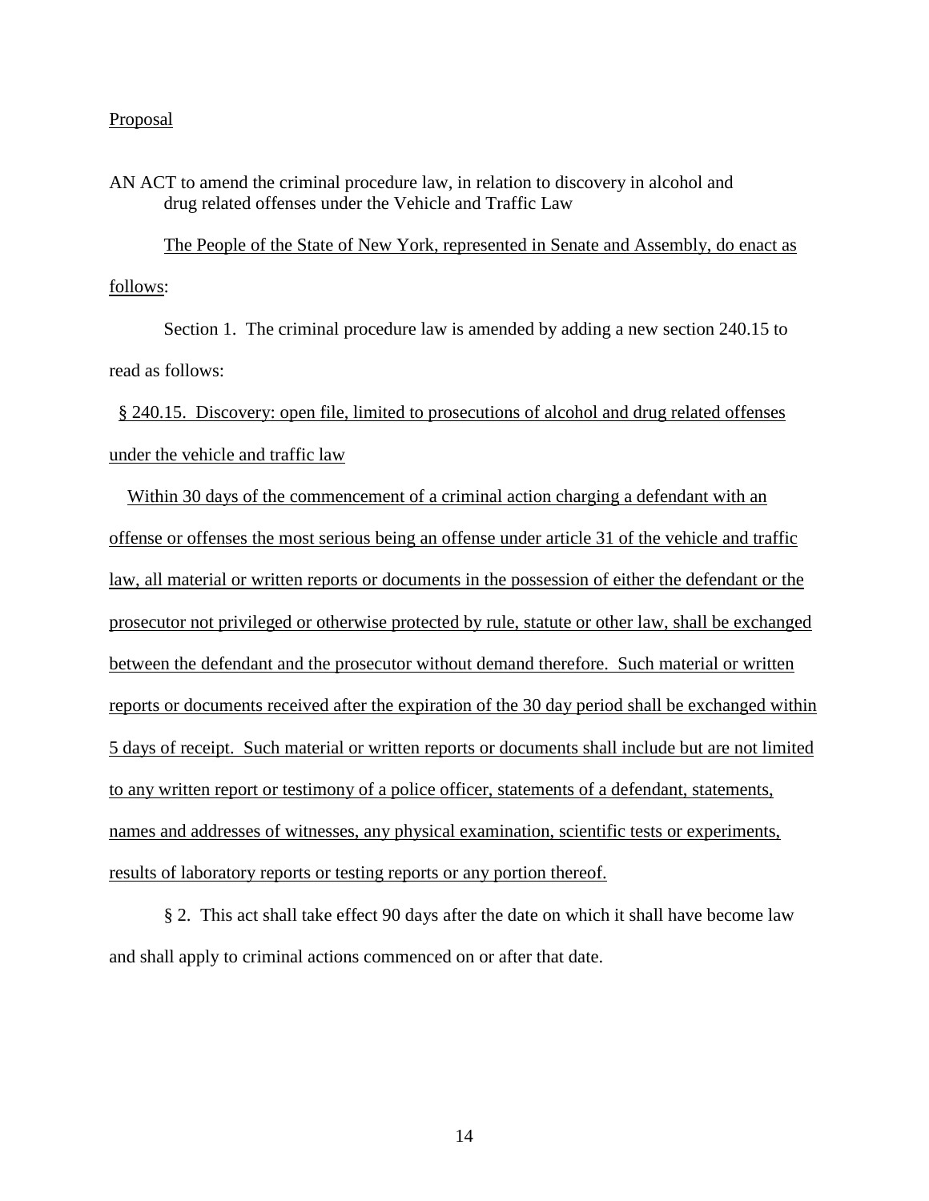Proposal

AN ACT to amend the criminal procedure law, in relation to discovery in alcohol and drug related offenses under the Vehicle and Traffic Law

The People of the State of New York, represented in Senate and Assembly, do enact as follows:

Section 1. The criminal procedure law is amended by adding a new section 240.15 to read as follows:

§ 240.15. Discovery: open file, limited to prosecutions of alcohol and drug related offenses under the vehicle and traffic law

Within 30 days of the commencement of a criminal action charging a defendant with an offense or offenses the most serious being an offense under article 31 of the vehicle and traffic law, all material or written reports or documents in the possession of either the defendant or the prosecutor not privileged or otherwise protected by rule, statute or other law, shall be exchanged between the defendant and the prosecutor without demand therefore. Such material or written reports or documents received after the expiration of the 30 day period shall be exchanged within 5 days of receipt. Such material or written reports or documents shall include but are not limited to any written report or testimony of a police officer, statements of a defendant, statements, names and addresses of witnesses, any physical examination, scientific tests or experiments, results of laboratory reports or testing reports or any portion thereof.

§ 2. This act shall take effect 90 days after the date on which it shall have become law and shall apply to criminal actions commenced on or after that date.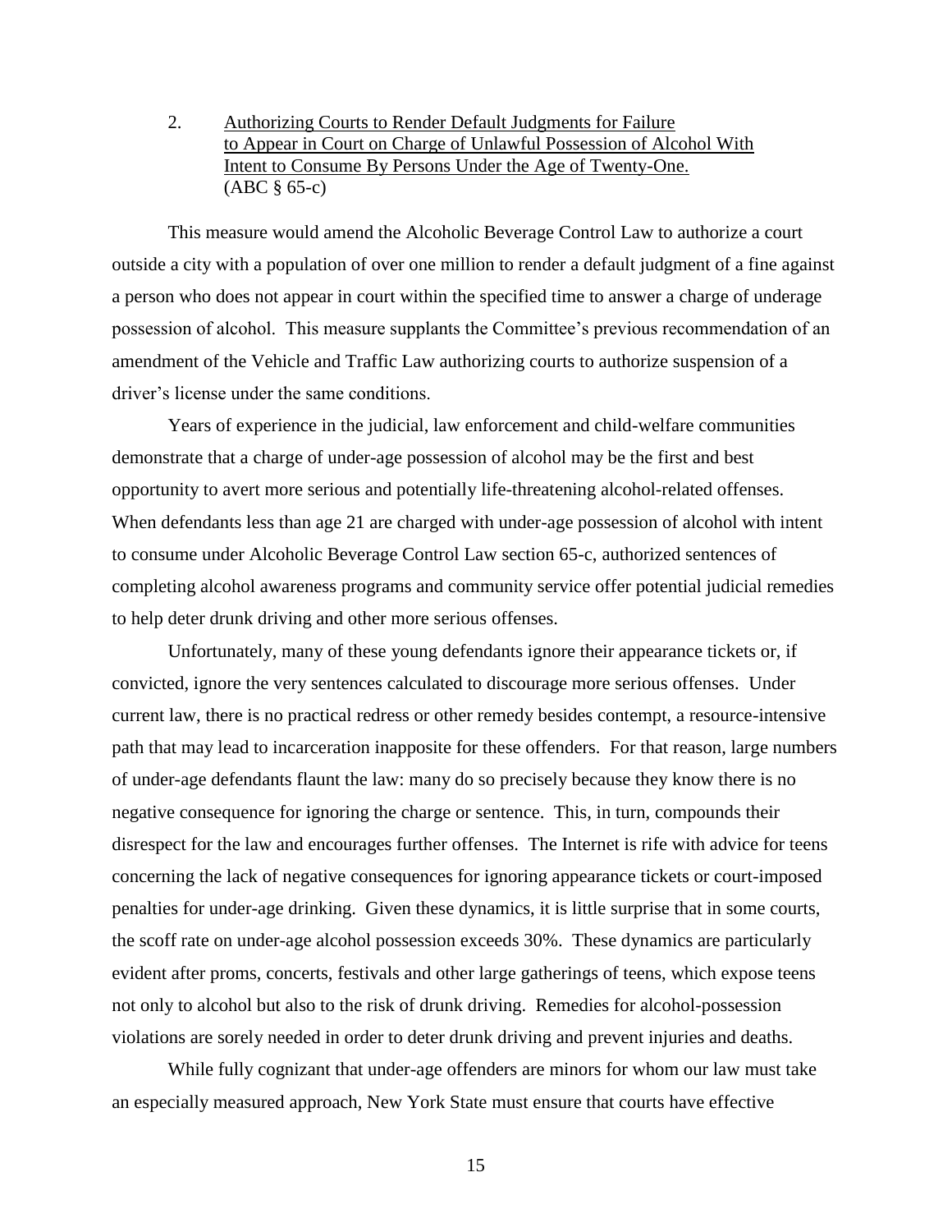2. <u>Authorizing Courts to Render Default Judgments for Failure to Appear in Court on Charge of Unlawful Possession of Alcohol With Intent to Consume By Persons Under the Age of Twenty-One.</u>
(ABC § 65-c)

This measure would amend the Alcoholic Beverage Control Law to authorize a court outside a city with a population of over one million to render a default judgment of a fine against a person who does not appear in court within the specified time to answer a charge of underage possession of alcohol. This measure supplants the Committee's previous recommendation of an amendment of the Vehicle and Traffic Law authorizing courts to authorize suspension of a driver's license under the same conditions.

Years of experience in the judicial, law enforcement and child-welfare communities demonstrate that a charge of under-age possession of alcohol may be the first and best opportunity to avert more serious and potentially life-threatening alcohol-related offenses. When defendants less than age 21 are charged with under-age possession of alcohol with intent to consume under Alcoholic Beverage Control Law section 65-c, authorized sentences of completing alcohol awareness programs and community service offer potential judicial remedies to help deter drunk driving and other more serious offenses.

Unfortunately, many of these young defendants ignore their appearance tickets or, if convicted, ignore the very sentences calculated to discourage more serious offenses. Under current law, there is no practical redress or other remedy besides contempt, a resource-intensive path that may lead to incarceration inapposite for these offenders. For that reason, large numbers of under-age defendants flaunt the law: many do so precisely because they know there is no negative consequence for ignoring the charge or sentence. This, in turn, compounds their disrespect for the law and encourages further offenses. The Internet is rife with advice for teens concerning the lack of negative consequences for ignoring appearance tickets or court-imposed penalties for under-age drinking. Given these dynamics, it is little surprise that in some courts, the scoff rate on under-age alcohol possession exceeds 30%. These dynamics are particularly evident after proms, concerts, festivals and other large gatherings of teens, which expose teens not only to alcohol but also to the risk of drunk driving. Remedies for alcohol-possession violations are sorely needed in order to deter drunk driving and prevent injuries and deaths.

While fully cognizant that under-age offenders are minors for whom our law must take an especially measured approach, New York State must ensure that courts have effective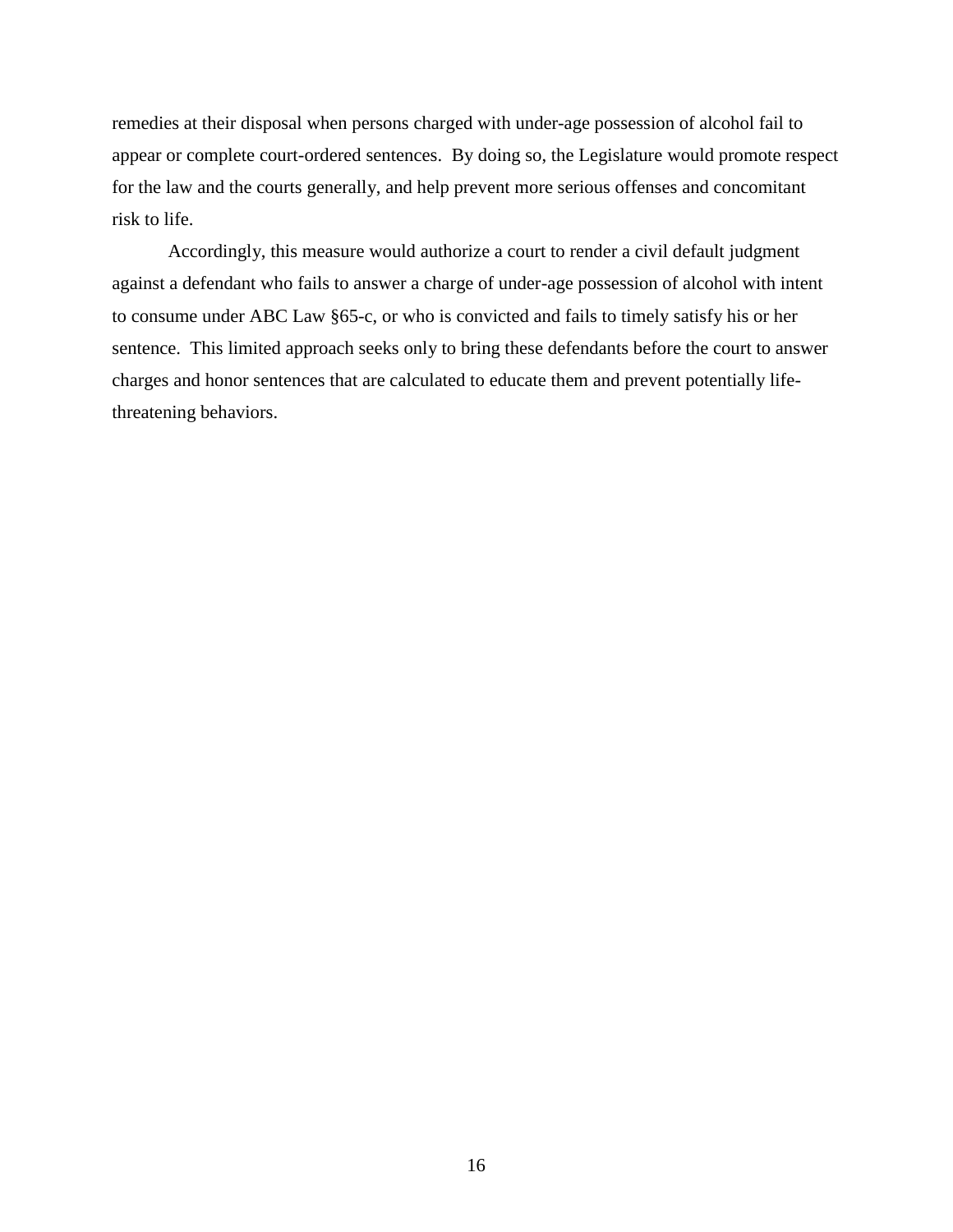remedies at their disposal when persons charged with under-age possession of alcohol fail to appear or complete court-ordered sentences. By doing so, the Legislature would promote respect for the law and the courts generally, and help prevent more serious offenses and concomitant risk to life.

Accordingly, this measure would authorize a court to render a civil default judgment against a defendant who fails to answer a charge of under-age possession of alcohol with intent to consume under ABC Law §65-c, or who is convicted and fails to timely satisfy his or her sentence. This limited approach seeks only to bring these defendants before the court to answer charges and honor sentences that are calculated to educate them and prevent potentially life-threatening behaviors.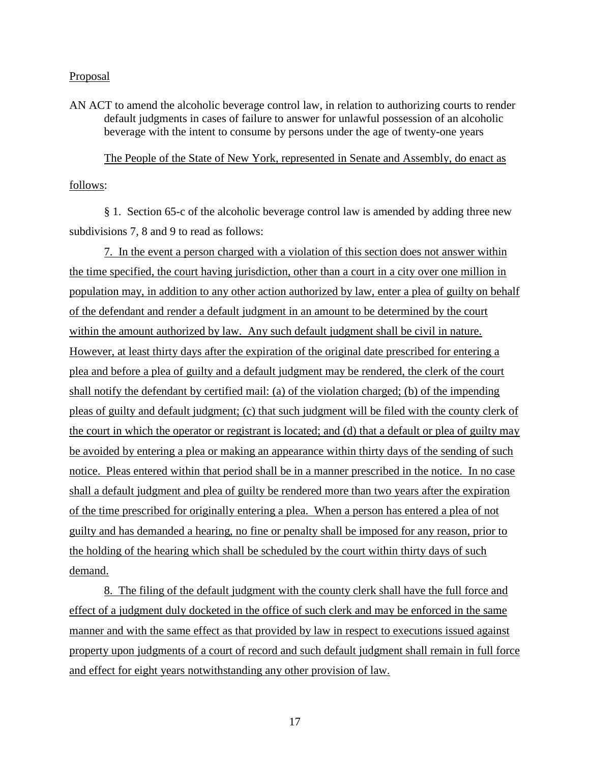Proposal

AN ACT to amend the alcoholic beverage control law, in relation to authorizing courts to render default judgments in cases of failure to answer for unlawful possession of an alcoholic beverage with the intent to consume by persons under the age of twenty-one years

The People of the State of New York, represented in Senate and Assembly, do enact as follows:

§ 1. Section 65-c of the alcoholic beverage control law is amended by adding three new subdivisions 7, 8 and 9 to read as follows:

7. In the event a person charged with a violation of this section does not answer within the time specified, the court having jurisdiction, other than a court in a city over one million in population may, in addition to any other action authorized by law, enter a plea of guilty on behalf of the defendant and render a default judgment in an amount to be determined by the court within the amount authorized by law. Any such default judgment shall be civil in nature. However, at least thirty days after the expiration of the original date prescribed for entering a plea and before a plea of guilty and a default judgment may be rendered, the clerk of the court shall notify the defendant by certified mail: (a) of the violation charged; (b) of the impending pleas of guilty and default judgment; (c) that such judgment will be filed with the county clerk of the court in which the operator or registrant is located; and (d) that a default or plea of guilty may be avoided by entering a plea or making an appearance within thirty days of the sending of such notice. Pleas entered within that period shall be in a manner prescribed in the notice. In no case shall a default judgment and plea of guilty be rendered more than two years after the expiration of the time prescribed for originally entering a plea. When a person has entered a plea of not guilty and has demanded a hearing, no fine or penalty shall be imposed for any reason, prior to the holding of the hearing which shall be scheduled by the court within thirty days of such demand.

8. The filing of the default judgment with the county clerk shall have the full force and effect of a judgment duly docketed in the office of such clerk and may be enforced in the same manner and with the same effect as that provided by law in respect to executions issued against property upon judgments of a court of record and such default judgment shall remain in full force and effect for eight years notwithstanding any other provision of law.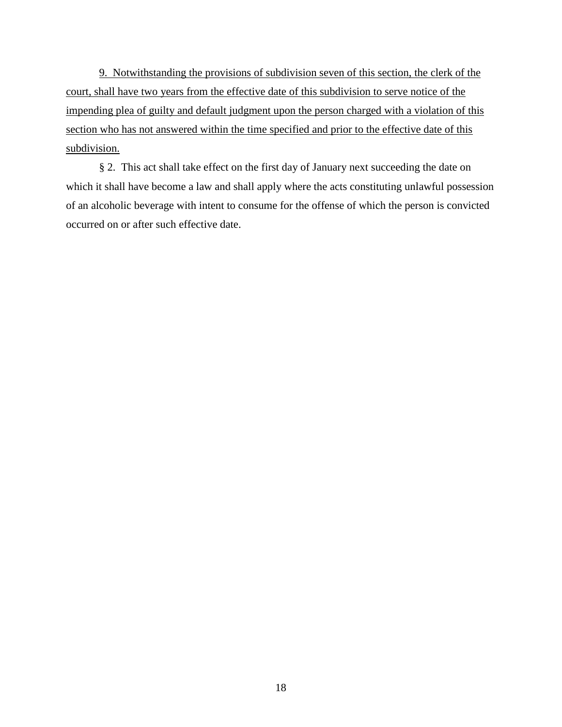<u>9. Notwithstanding the provisions of subdivision seven of this section, the clerk of the court, shall have two years from the effective date of this subdivision to serve notice of the impending plea of guilty and default judgment upon the person charged with a violation of this section who has not answered within the time specified and prior to the effective date of this subdivision.</u>

§ 2. This act shall take effect on the first day of January next succeeding the date on which it shall have become a law and shall apply where the acts constituting unlawful possession of an alcoholic beverage with intent to consume for the offense of which the person is convicted occurred on or after such effective date.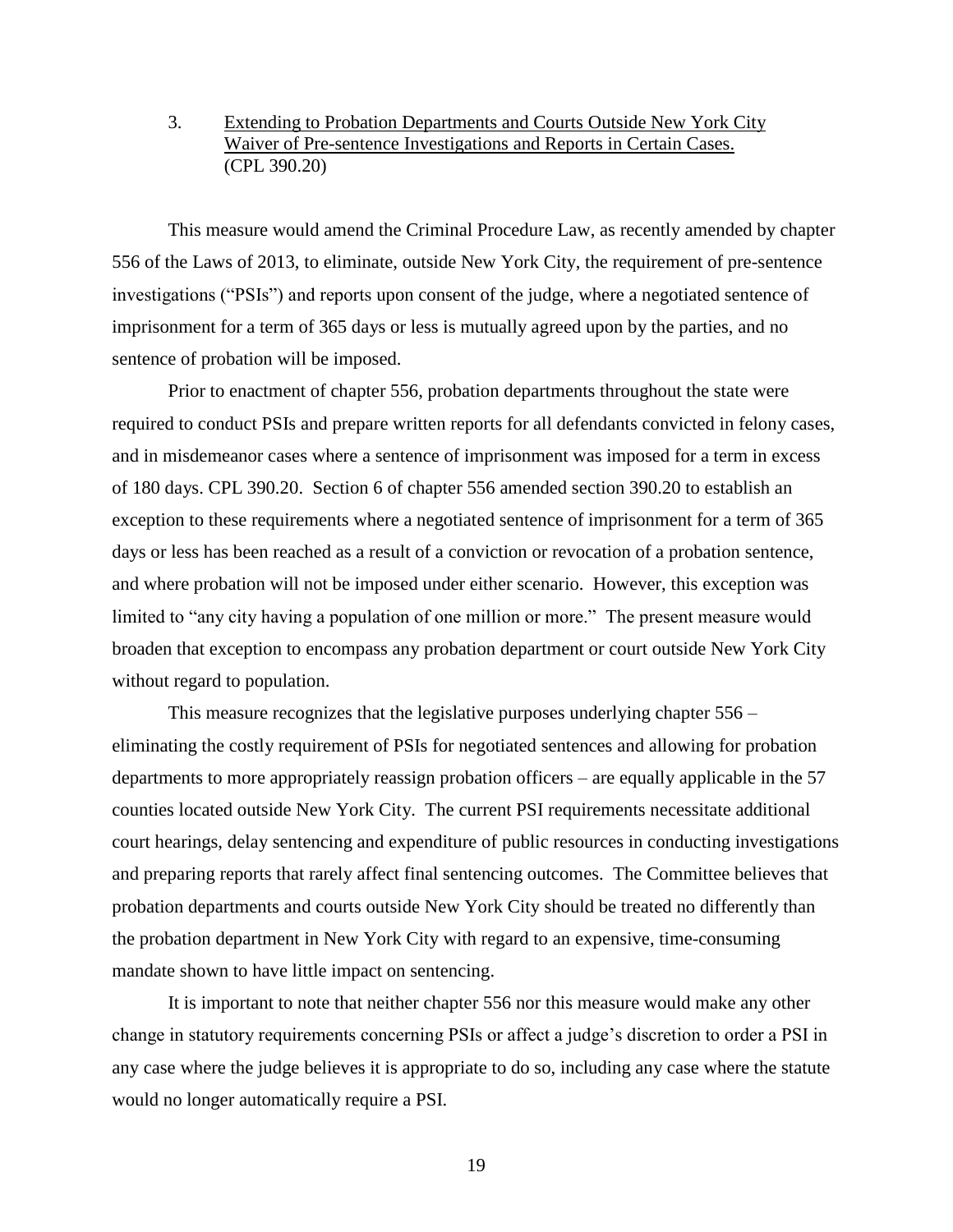3. <u>Extending to Probation Departments and Courts Outside New York City Waiver of Pre-sentence Investigations and Reports in Certain Cases.</u> (CPL 390.20)

This measure would amend the Criminal Procedure Law, as recently amended by chapter 556 of the Laws of 2013, to eliminate, outside New York City, the requirement of pre-sentence investigations ("PSIs") and reports upon consent of the judge, where a negotiated sentence of imprisonment for a term of 365 days or less is mutually agreed upon by the parties, and no sentence of probation will be imposed.

Prior to enactment of chapter 556, probation departments throughout the state were required to conduct PSIs and prepare written reports for all defendants convicted in felony cases, and in misdemeanor cases where a sentence of imprisonment was imposed for a term in excess of 180 days. CPL 390.20. Section 6 of chapter 556 amended section 390.20 to establish an exception to these requirements where a negotiated sentence of imprisonment for a term of 365 days or less has been reached as a result of a conviction or revocation of a probation sentence, and where probation will not be imposed under either scenario. However, this exception was limited to "any city having a population of one million or more." The present measure would broaden that exception to encompass any probation department or court outside New York City without regard to population.

This measure recognizes that the legislative purposes underlying chapter 556 – eliminating the costly requirement of PSIs for negotiated sentences and allowing for probation departments to more appropriately reassign probation officers – are equally applicable in the 57 counties located outside New York City. The current PSI requirements necessitate additional court hearings, delay sentencing and expenditure of public resources in conducting investigations and preparing reports that rarely affect final sentencing outcomes. The Committee believes that probation departments and courts outside New York City should be treated no differently than the probation department in New York City with regard to an expensive, time-consuming mandate shown to have little impact on sentencing.

It is important to note that neither chapter 556 nor this measure would make any other change in statutory requirements concerning PSIs or affect a judge's discretion to order a PSI in any case where the judge believes it is appropriate to do so, including any case where the statute would no longer automatically require a PSI.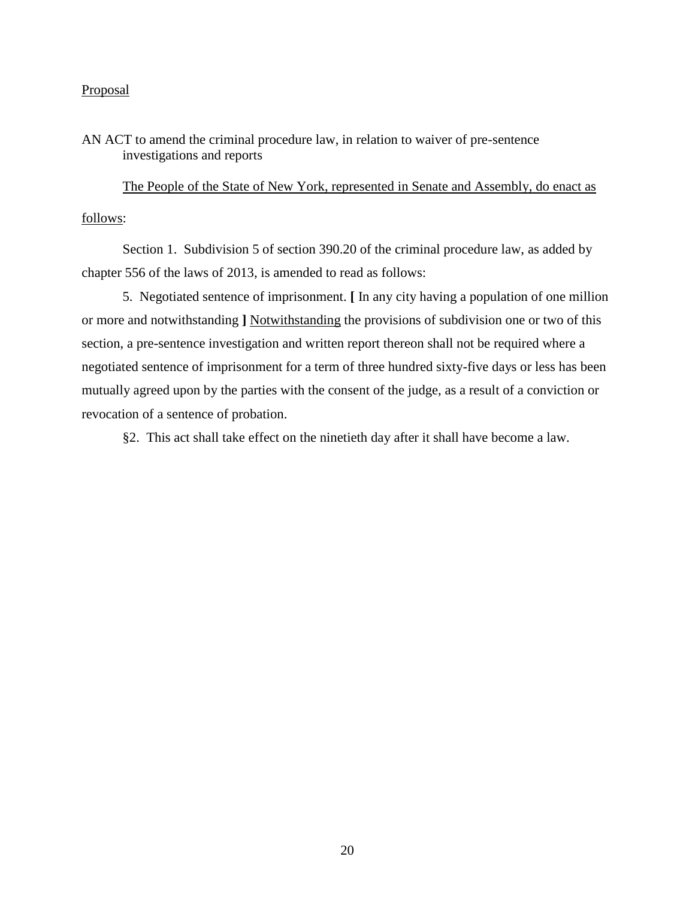Proposal

AN ACT to amend the criminal procedure law, in relation to waiver of pre-sentence investigations and reports

The People of the State of New York, represented in Senate and Assembly, do enact as follows:

Section 1. Subdivision 5 of section 390.20 of the criminal procedure law, as added by chapter 556 of the laws of 2013, is amended to read as follows:

5. Negotiated sentence of imprisonment. **[** In any city having a population of one million or more and notwithstanding **]** Notwithstanding the provisions of subdivision one or two of this section, a pre-sentence investigation and written report thereon shall not be required where a negotiated sentence of imprisonment for a term of three hundred sixty-five days or less has been mutually agreed upon by the parties with the consent of the judge, as a result of a conviction or revocation of a sentence of probation.

§2. This act shall take effect on the ninetieth day after it shall have become a law.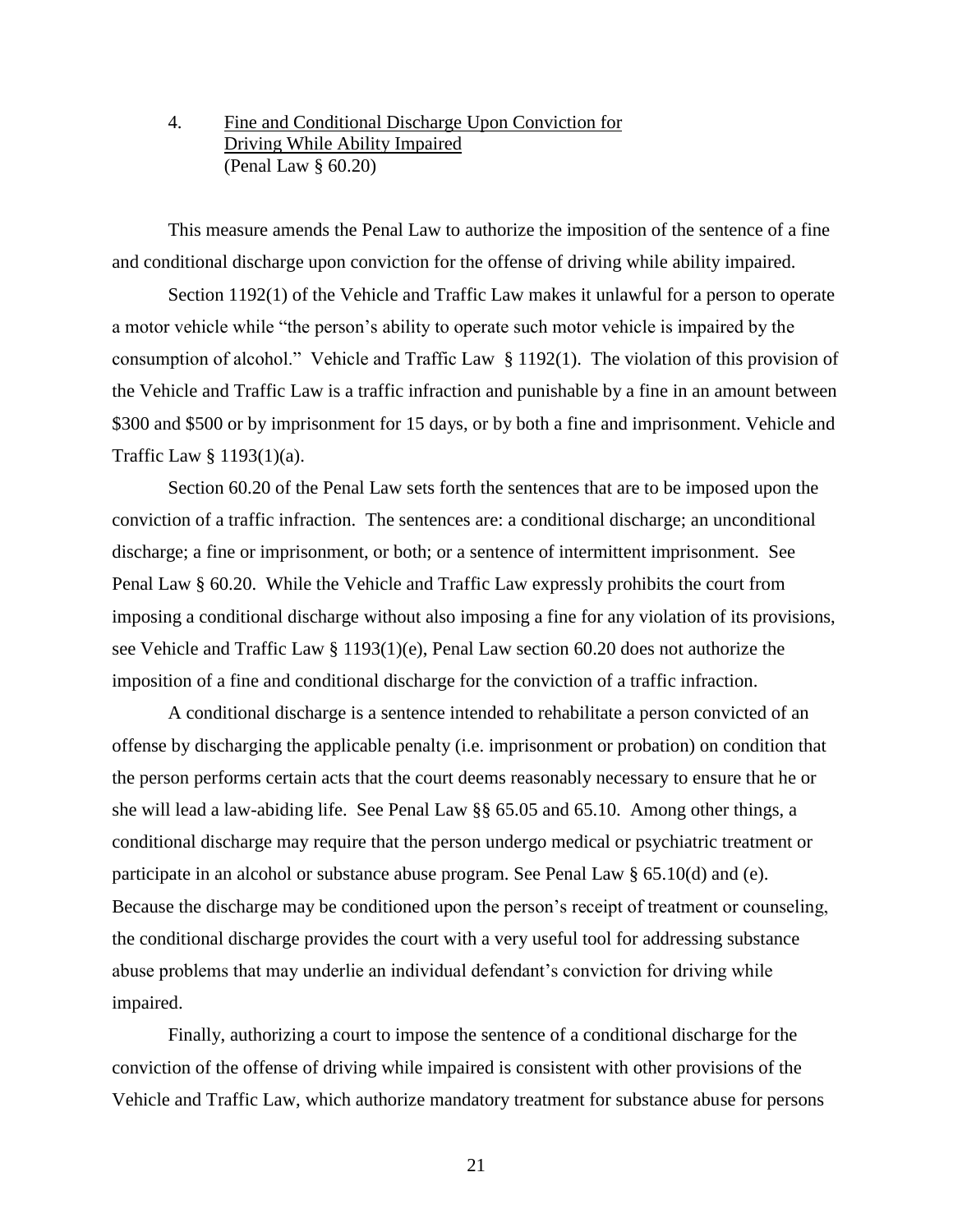### 4. Fine and Conditional Discharge Upon Conviction for Driving While Ability Impaired
(Penal Law § 60.20)

This measure amends the Penal Law to authorize the imposition of the sentence of a fine and conditional discharge upon conviction for the offense of driving while ability impaired.

Section 1192(1) of the Vehicle and Traffic Law makes it unlawful for a person to operate a motor vehicle while "the person's ability to operate such motor vehicle is impaired by the consumption of alcohol." Vehicle and Traffic Law § 1192(1). The violation of this provision of the Vehicle and Traffic Law is a traffic infraction and punishable by a fine in an amount between $300 and $500 or by imprisonment for 15 days, or by both a fine and imprisonment. Vehicle and Traffic Law § 1193(1)(a).

Section 60.20 of the Penal Law sets forth the sentences that are to be imposed upon the conviction of a traffic infraction. The sentences are: a conditional discharge; an unconditional discharge; a fine or imprisonment, or both; or a sentence of intermittent imprisonment. See Penal Law § 60.20. While the Vehicle and Traffic Law expressly prohibits the court from imposing a conditional discharge without also imposing a fine for any violation of its provisions, see Vehicle and Traffic Law § 1193(1)(e), Penal Law section 60.20 does not authorize the imposition of a fine and conditional discharge for the conviction of a traffic infraction.

A conditional discharge is a sentence intended to rehabilitate a person convicted of an offense by discharging the applicable penalty (i.e. imprisonment or probation) on condition that the person performs certain acts that the court deems reasonably necessary to ensure that he or she will lead a law-abiding life. See Penal Law §§ 65.05 and 65.10. Among other things, a conditional discharge may require that the person undergo medical or psychiatric treatment or participate in an alcohol or substance abuse program. See Penal Law § 65.10(d) and (e). Because the discharge may be conditioned upon the person's receipt of treatment or counseling, the conditional discharge provides the court with a very useful tool for addressing substance abuse problems that may underlie an individual defendant's conviction for driving while impaired.

Finally, authorizing a court to impose the sentence of a conditional discharge for the conviction of the offense of driving while impaired is consistent with other provisions of the Vehicle and Traffic Law, which authorize mandatory treatment for substance abuse for persons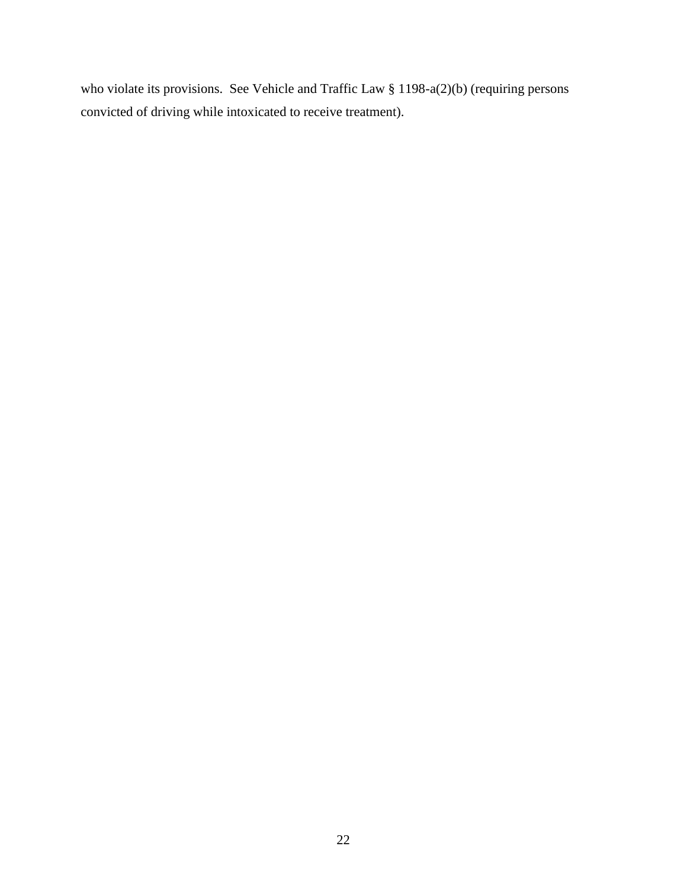who violate its provisions. See Vehicle and Traffic Law § 1198-a(2)(b) (requiring persons convicted of driving while intoxicated to receive treatment).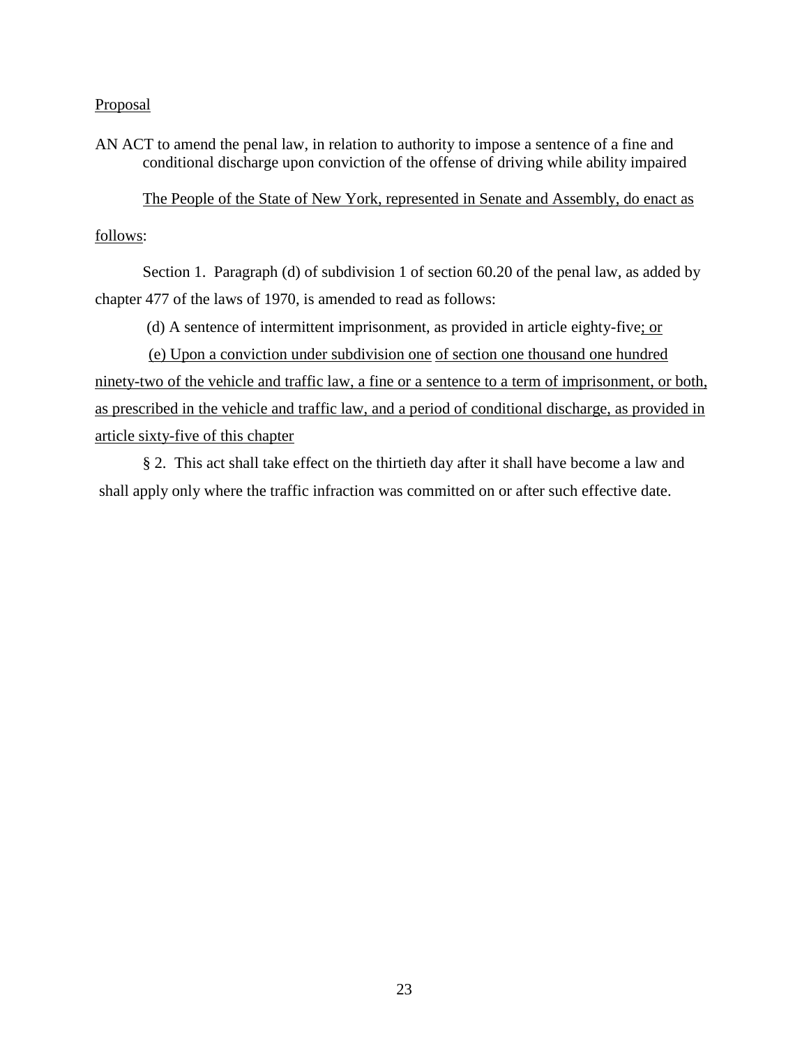Proposal

AN ACT to amend the penal law, in relation to authority to impose a sentence of a fine and conditional discharge upon conviction of the offense of driving while ability impaired

The People of the State of New York, represented in Senate and Assembly, do enact as follows:

Section 1. Paragraph (d) of subdivision 1 of section 60.20 of the penal law, as added by chapter 477 of the laws of 1970, is amended to read as follows:

(d) A sentence of intermittent imprisonment, as provided in article eighty-five; or

(e) Upon a conviction under subdivision one of section one thousand one hundred ninety-two of the vehicle and traffic law, a fine or a sentence to a term of imprisonment, or both, as prescribed in the vehicle and traffic law, and a period of conditional discharge, as provided in article sixty-five of this chapter

§ 2. This act shall take effect on the thirtieth day after it shall have become a law and shall apply only where the traffic infraction was committed on or after such effective date.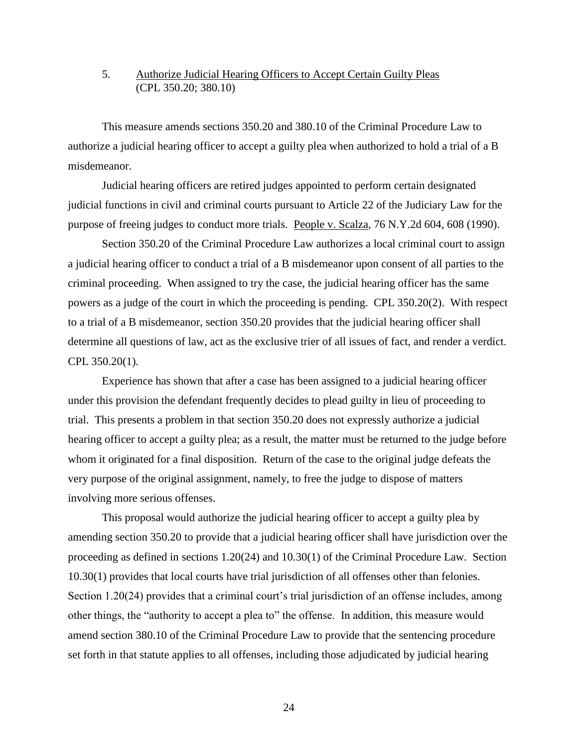5. <u>Authorize Judicial Hearing Officers to Accept Certain Guilty Pleas</u> (CPL 350.20; 380.10)

This measure amends sections 350.20 and 380.10 of the Criminal Procedure Law to authorize a judicial hearing officer to accept a guilty plea when authorized to hold a trial of a B misdemeanor.

Judicial hearing officers are retired judges appointed to perform certain designated judicial functions in civil and criminal courts pursuant to Article 22 of the Judiciary Law for the purpose of freeing judges to conduct more trials. <u>People v. Scalza</u>, 76 N.Y.2d 604, 608 (1990).

Section 350.20 of the Criminal Procedure Law authorizes a local criminal court to assign a judicial hearing officer to conduct a trial of a B misdemeanor upon consent of all parties to the criminal proceeding. When assigned to try the case, the judicial hearing officer has the same powers as a judge of the court in which the proceeding is pending. CPL 350.20(2). With respect to a trial of a B misdemeanor, section 350.20 provides that the judicial hearing officer shall determine all questions of law, act as the exclusive trier of all issues of fact, and render a verdict. CPL 350.20(1).

Experience has shown that after a case has been assigned to a judicial hearing officer under this provision the defendant frequently decides to plead guilty in lieu of proceeding to trial. This presents a problem in that section 350.20 does not expressly authorize a judicial hearing officer to accept a guilty plea; as a result, the matter must be returned to the judge before whom it originated for a final disposition. Return of the case to the original judge defeats the very purpose of the original assignment, namely, to free the judge to dispose of matters involving more serious offenses.

This proposal would authorize the judicial hearing officer to accept a guilty plea by amending section 350.20 to provide that a judicial hearing officer shall have jurisdiction over the proceeding as defined in sections 1.20(24) and 10.30(1) of the Criminal Procedure Law. Section 10.30(1) provides that local courts have trial jurisdiction of all offenses other than felonies. Section 1.20(24) provides that a criminal court's trial jurisdiction of an offense includes, among other things, the "authority to accept a plea to" the offense. In addition, this measure would amend section 380.10 of the Criminal Procedure Law to provide that the sentencing procedure set forth in that statute applies to all offenses, including those adjudicated by judicial hearing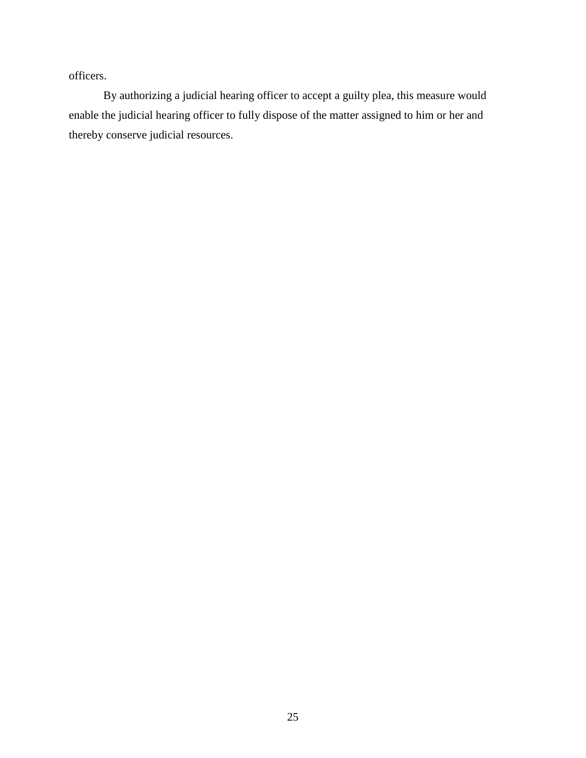officers.

By authorizing a judicial hearing officer to accept a guilty plea, this measure would enable the judicial hearing officer to fully dispose of the matter assigned to him or her and thereby conserve judicial resources.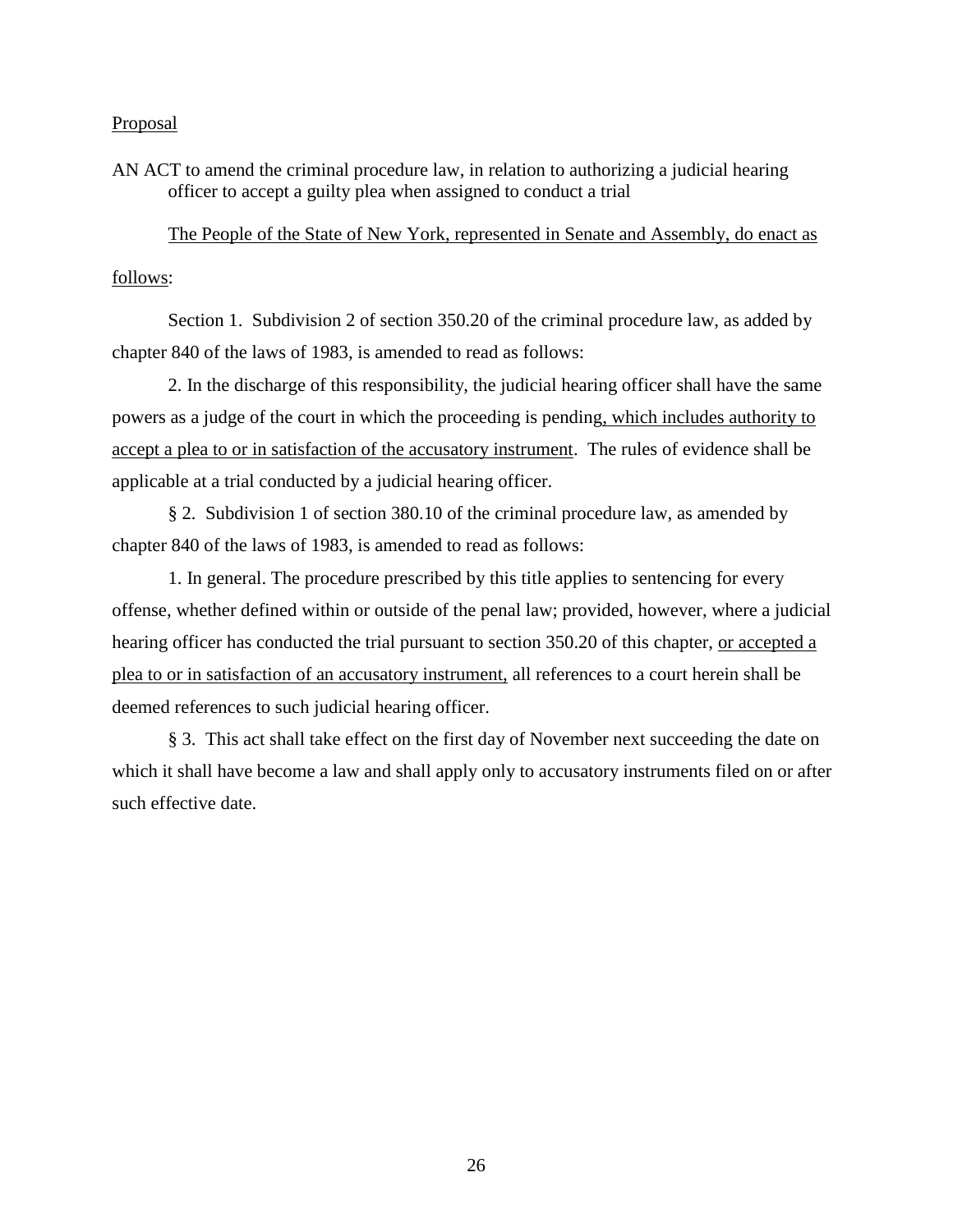Proposal

AN ACT to amend the criminal procedure law, in relation to authorizing a judicial hearing officer to accept a guilty plea when assigned to conduct a trial

The People of the State of New York, represented in Senate and Assembly, do enact as follows:

Section 1. Subdivision 2 of section 350.20 of the criminal procedure law, as added by chapter 840 of the laws of 1983, is amended to read as follows:

2. In the discharge of this responsibility, the judicial hearing officer shall have the same powers as a judge of the court in which the proceeding is pending, which includes authority to accept a plea to or in satisfaction of the accusatory instrument. The rules of evidence shall be applicable at a trial conducted by a judicial hearing officer.

§ 2. Subdivision 1 of section 380.10 of the criminal procedure law, as amended by chapter 840 of the laws of 1983, is amended to read as follows:

1. In general. The procedure prescribed by this title applies to sentencing for every offense, whether defined within or outside of the penal law; provided, however, where a judicial hearing officer has conducted the trial pursuant to section 350.20 of this chapter, or accepted a plea to or in satisfaction of an accusatory instrument, all references to a court herein shall be deemed references to such judicial hearing officer.

§ 3. This act shall take effect on the first day of November next succeeding the date on which it shall have become a law and shall apply only to accusatory instruments filed on or after such effective date.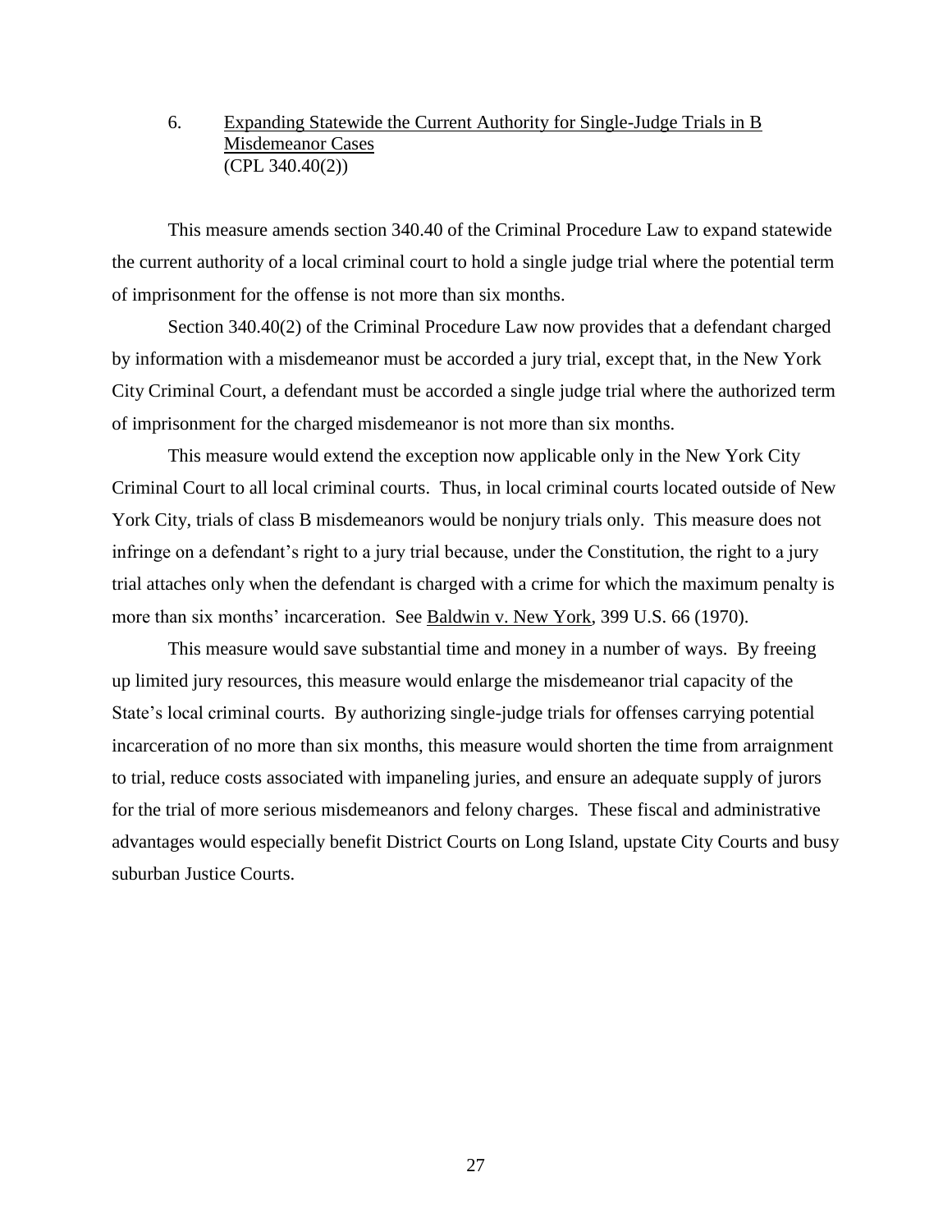6. Expanding Statewide the Current Authority for Single-Judge Trials in B Misdemeanor Cases
(CPL 340.40(2))

This measure amends section 340.40 of the Criminal Procedure Law to expand statewide the current authority of a local criminal court to hold a single judge trial where the potential term of imprisonment for the offense is not more than six months.

Section 340.40(2) of the Criminal Procedure Law now provides that a defendant charged by information with a misdemeanor must be accorded a jury trial, except that, in the New York City Criminal Court, a defendant must be accorded a single judge trial where the authorized term of imprisonment for the charged misdemeanor is not more than six months.

This measure would extend the exception now applicable only in the New York City Criminal Court to all local criminal courts. Thus, in local criminal courts located outside of New York City, trials of class B misdemeanors would be nonjury trials only. This measure does not infringe on a defendant's right to a jury trial because, under the Constitution, the right to a jury trial attaches only when the defendant is charged with a crime for which the maximum penalty is more than six months' incarceration. See Baldwin v. New York, 399 U.S. 66 (1970).

This measure would save substantial time and money in a number of ways. By freeing up limited jury resources, this measure would enlarge the misdemeanor trial capacity of the State's local criminal courts. By authorizing single-judge trials for offenses carrying potential incarceration of no more than six months, this measure would shorten the time from arraignment to trial, reduce costs associated with impaneling juries, and ensure an adequate supply of jurors for the trial of more serious misdemeanors and felony charges. These fiscal and administrative advantages would especially benefit District Courts on Long Island, upstate City Courts and busy suburban Justice Courts.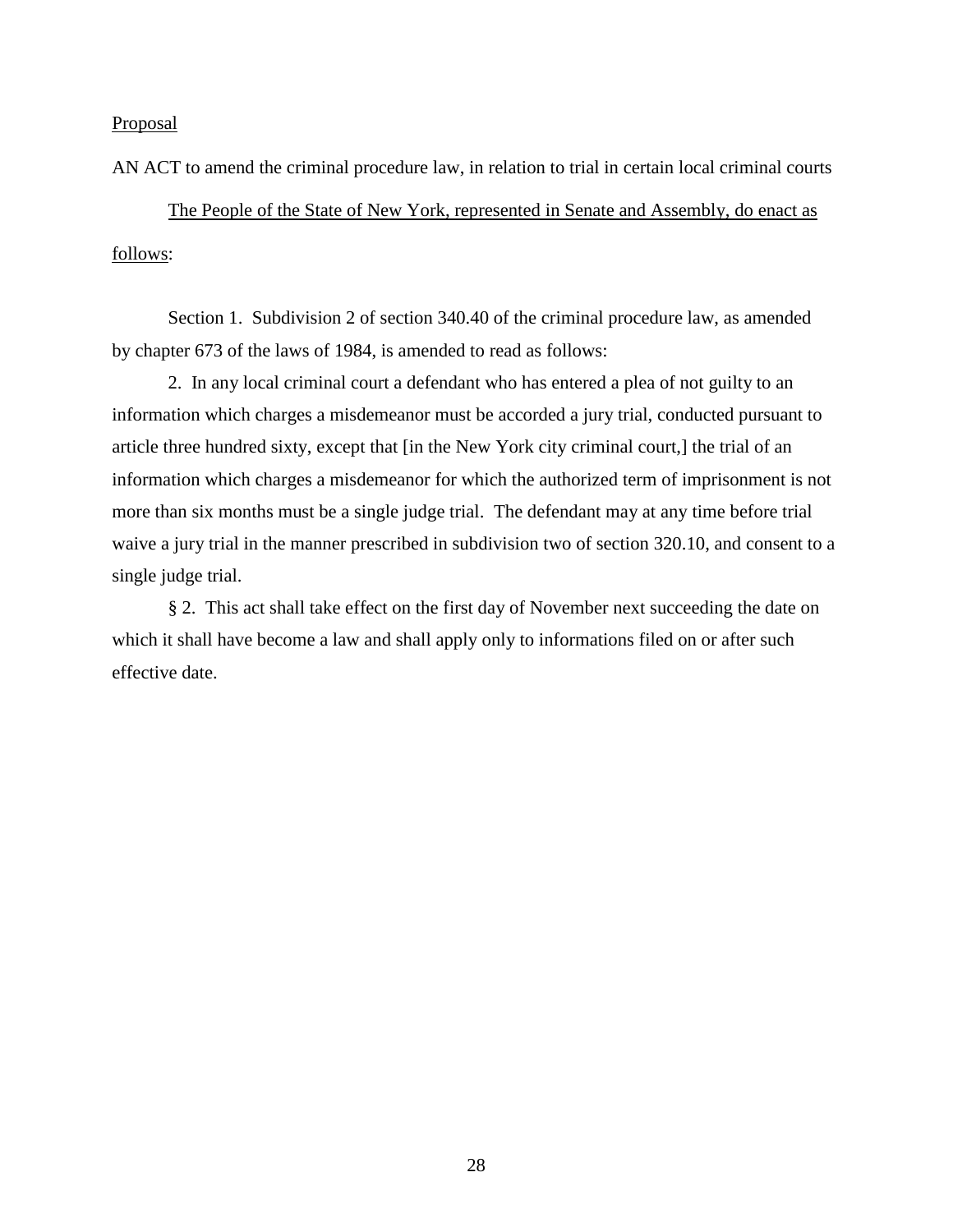Proposal

AN ACT to amend the criminal procedure law, in relation to trial in certain local criminal courts

The People of the State of New York, represented in Senate and Assembly, do enact as follows:

Section 1. Subdivision 2 of section 340.40 of the criminal procedure law, as amended by chapter 673 of the laws of 1984, is amended to read as follows:

2. In any local criminal court a defendant who has entered a plea of not guilty to an information which charges a misdemeanor must be accorded a jury trial, conducted pursuant to article three hundred sixty, except that [in the New York city criminal court,] the trial of an information which charges a misdemeanor for which the authorized term of imprisonment is not more than six months must be a single judge trial. The defendant may at any time before trial waive a jury trial in the manner prescribed in subdivision two of section 320.10, and consent to a single judge trial.

§ 2. This act shall take effect on the first day of November next succeeding the date on which it shall have become a law and shall apply only to informations filed on or after such effective date.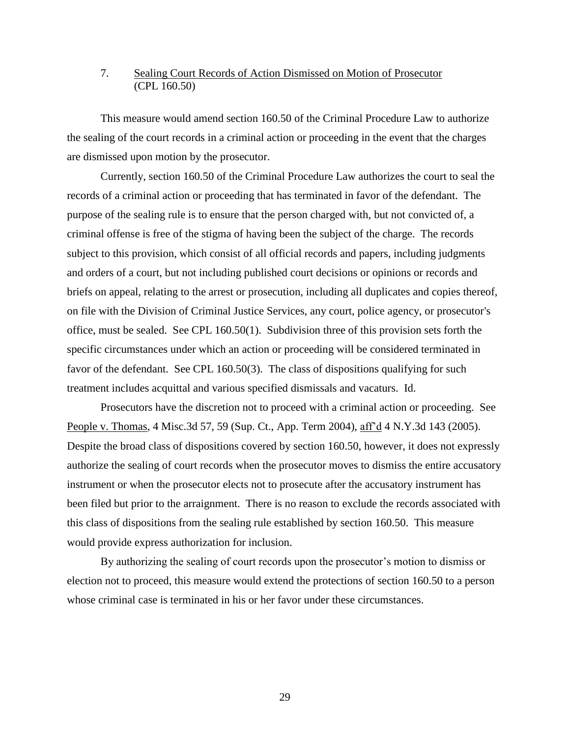### 7. Sealing Court Records of Action Dismissed on Motion of Prosecutor (CPL 160.50)

This measure would amend section 160.50 of the Criminal Procedure Law to authorize the sealing of the court records in a criminal action or proceeding in the event that the charges are dismissed upon motion by the prosecutor.

Currently, section 160.50 of the Criminal Procedure Law authorizes the court to seal the records of a criminal action or proceeding that has terminated in favor of the defendant. The purpose of the sealing rule is to ensure that the person charged with, but not convicted of, a criminal offense is free of the stigma of having been the subject of the charge. The records subject to this provision, which consist of all official records and papers, including judgments and orders of a court, but not including published court decisions or opinions or records and briefs on appeal, relating to the arrest or prosecution, including all duplicates and copies thereof, on file with the Division of Criminal Justice Services, any court, police agency, or prosecutor's office, must be sealed. See CPL 160.50(1). Subdivision three of this provision sets forth the specific circumstances under which an action or proceeding will be considered terminated in favor of the defendant. See CPL 160.50(3). The class of dispositions qualifying for such treatment includes acquittal and various specified dismissals and vacaturs. Id.

Prosecutors have the discretion not to proceed with a criminal action or proceeding. See People v. Thomas, 4 Misc.3d 57, 59 (Sup. Ct., App. Term 2004), aff'd 4 N.Y.3d 143 (2005). Despite the broad class of dispositions covered by section 160.50, however, it does not expressly authorize the sealing of court records when the prosecutor moves to dismiss the entire accusatory instrument or when the prosecutor elects not to prosecute after the accusatory instrument has been filed but prior to the arraignment. There is no reason to exclude the records associated with this class of dispositions from the sealing rule established by section 160.50. This measure would provide express authorization for inclusion.

By authorizing the sealing of court records upon the prosecutor's motion to dismiss or election not to proceed, this measure would extend the protections of section 160.50 to a person whose criminal case is terminated in his or her favor under these circumstances.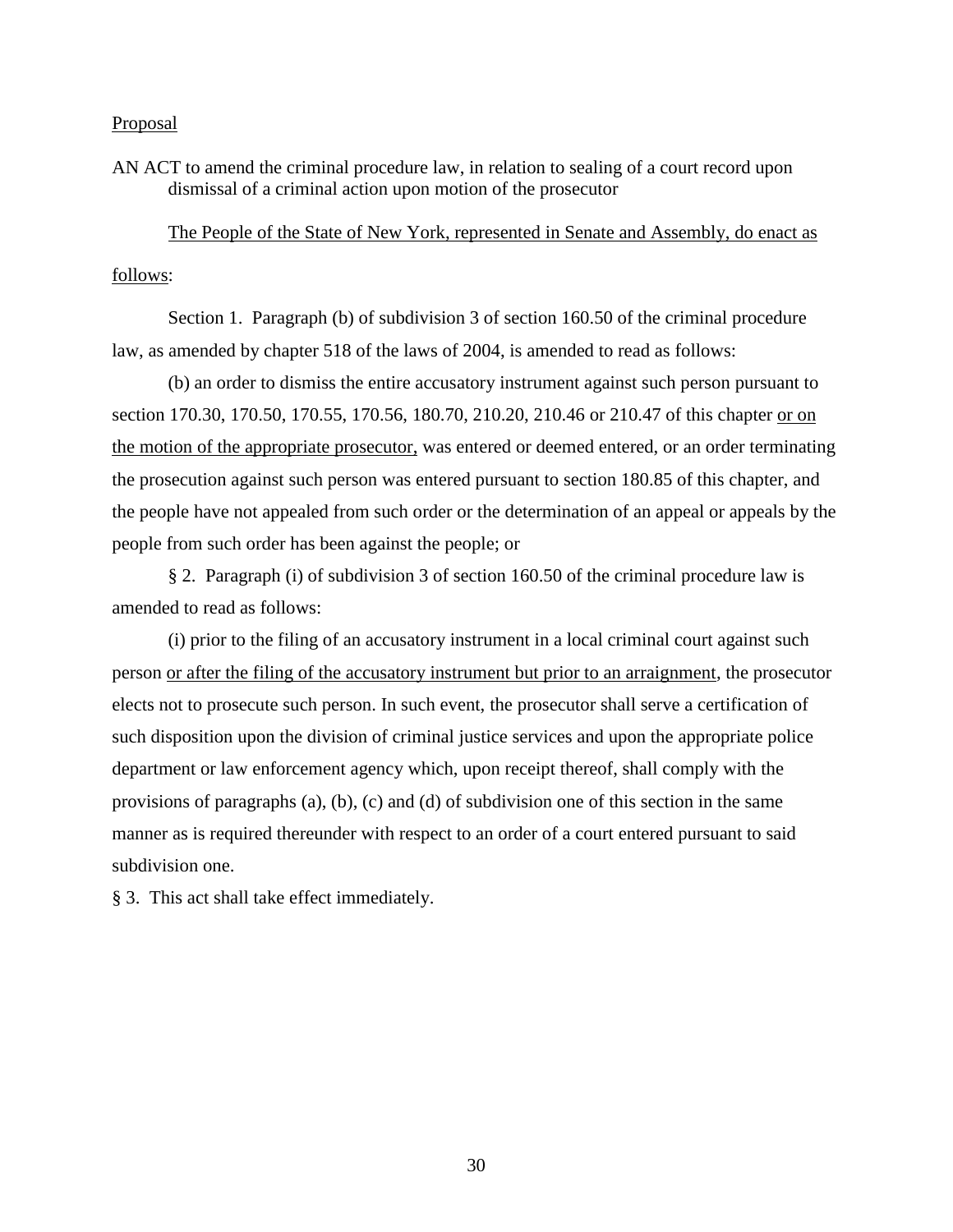Proposal

AN ACT to amend the criminal procedure law, in relation to sealing of a court record upon dismissal of a criminal action upon motion of the prosecutor

The People of the State of New York, represented in Senate and Assembly, do enact as follows:

Section 1. Paragraph (b) of subdivision 3 of section 160.50 of the criminal procedure law, as amended by chapter 518 of the laws of 2004, is amended to read as follows:

(b) an order to dismiss the entire accusatory instrument against such person pursuant to section 170.30, 170.50, 170.55, 170.56, 180.70, 210.20, 210.46 or 210.47 of this chapter <u>or on the motion of the appropriate prosecutor,</u> was entered or deemed entered, or an order terminating the prosecution against such person was entered pursuant to section 180.85 of this chapter, and the people have not appealed from such order or the determination of an appeal or appeals by the people from such order has been against the people; or

§ 2. Paragraph (i) of subdivision 3 of section 160.50 of the criminal procedure law is amended to read as follows:

(i) prior to the filing of an accusatory instrument in a local criminal court against such person <u>or after the filing of the accusatory instrument but prior to an arraignment</u>, the prosecutor elects not to prosecute such person. In such event, the prosecutor shall serve a certification of such disposition upon the division of criminal justice services and upon the appropriate police department or law enforcement agency which, upon receipt thereof, shall comply with the provisions of paragraphs (a), (b), (c) and (d) of subdivision one of this section in the same manner as is required thereunder with respect to an order of a court entered pursuant to said subdivision one.

§ 3. This act shall take effect immediately.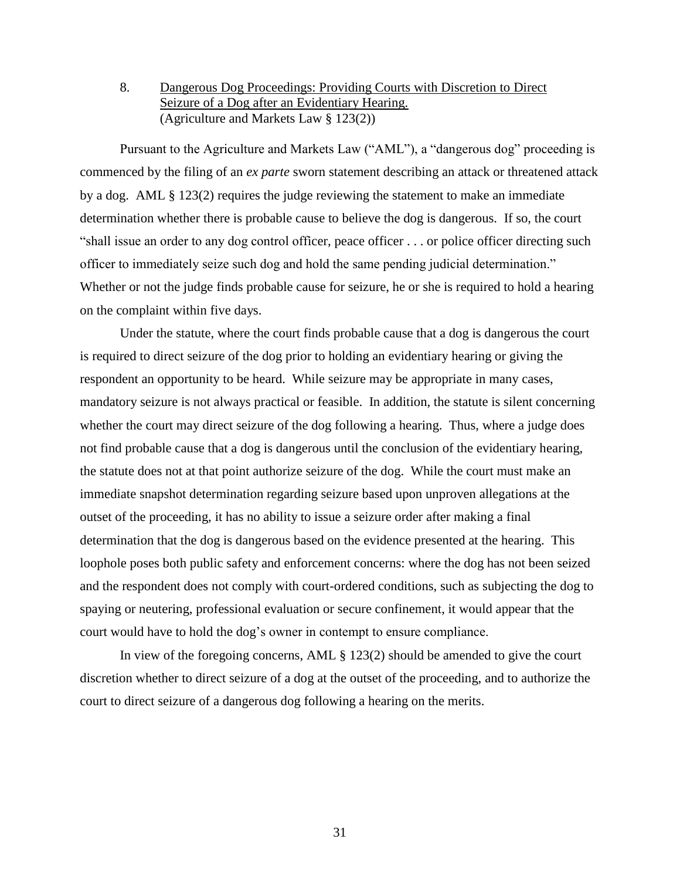8. <u>Dangerous Dog Proceedings: Providing Courts with Discretion to Direct Seizure of a Dog after an Evidentiary Hearing.</u>
(Agriculture and Markets Law § 123(2))

Pursuant to the Agriculture and Markets Law ("AML"), a "dangerous dog" proceeding is commenced by the filing of an *ex parte* sworn statement describing an attack or threatened attack by a dog. AML § 123(2) requires the judge reviewing the statement to make an immediate determination whether there is probable cause to believe the dog is dangerous. If so, the court "shall issue an order to any dog control officer, peace officer . . . or police officer directing such officer to immediately seize such dog and hold the same pending judicial determination." Whether or not the judge finds probable cause for seizure, he or she is required to hold a hearing on the complaint within five days.

Under the statute, where the court finds probable cause that a dog is dangerous the court is required to direct seizure of the dog prior to holding an evidentiary hearing or giving the respondent an opportunity to be heard. While seizure may be appropriate in many cases, mandatory seizure is not always practical or feasible. In addition, the statute is silent concerning whether the court may direct seizure of the dog following a hearing. Thus, where a judge does not find probable cause that a dog is dangerous until the conclusion of the evidentiary hearing, the statute does not at that point authorize seizure of the dog. While the court must make an immediate snapshot determination regarding seizure based upon unproven allegations at the outset of the proceeding, it has no ability to issue a seizure order after making a final determination that the dog is dangerous based on the evidence presented at the hearing. This loophole poses both public safety and enforcement concerns: where the dog has not been seized and the respondent does not comply with court-ordered conditions, such as subjecting the dog to spaying or neutering, professional evaluation or secure confinement, it would appear that the court would have to hold the dog's owner in contempt to ensure compliance.

In view of the foregoing concerns, AML § 123(2) should be amended to give the court discretion whether to direct seizure of a dog at the outset of the proceeding, and to authorize the court to direct seizure of a dangerous dog following a hearing on the merits.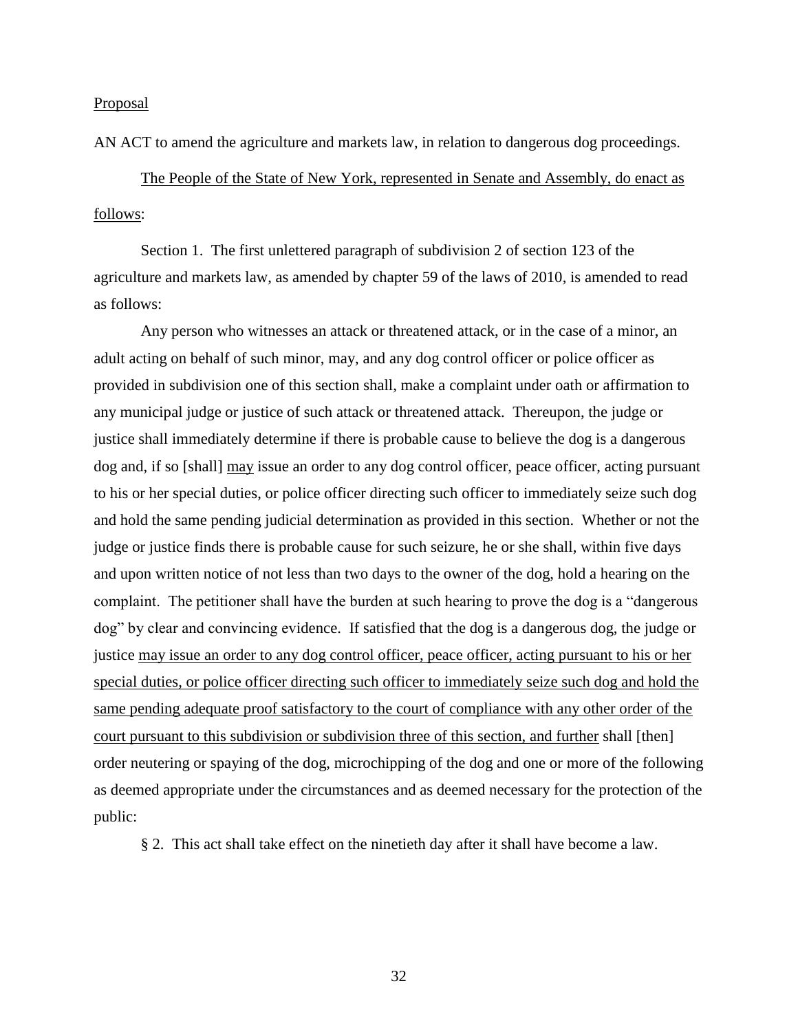Proposal

AN ACT to amend the agriculture and markets law, in relation to dangerous dog proceedings.

The People of the State of New York, represented in Senate and Assembly, do enact as follows:

Section 1. The first unlettered paragraph of subdivision 2 of section 123 of the agriculture and markets law, as amended by chapter 59 of the laws of 2010, is amended to read as follows:

Any person who witnesses an attack or threatened attack, or in the case of a minor, an adult acting on behalf of such minor, may, and any dog control officer or police officer as provided in subdivision one of this section shall, make a complaint under oath or affirmation to any municipal judge or justice of such attack or threatened attack. Thereupon, the judge or justice shall immediately determine if there is probable cause to believe the dog is a dangerous dog and, if so [shall] <u>may</u> issue an order to any dog control officer, peace officer, acting pursuant to his or her special duties, or police officer directing such officer to immediately seize such dog and hold the same pending judicial determination as provided in this section. Whether or not the judge or justice finds there is probable cause for such seizure, he or she shall, within five days and upon written notice of not less than two days to the owner of the dog, hold a hearing on the complaint. The petitioner shall have the burden at such hearing to prove the dog is a "dangerous dog" by clear and convincing evidence. If satisfied that the dog is a dangerous dog, the judge or justice <u>may issue an order to any dog control officer, peace officer, acting pursuant to his or her special duties, or police officer directing such officer to immediately seize such dog and hold the same pending adequate proof satisfactory to the court of compliance with any other order of the court pursuant to this subdivision or subdivision three of this section, and further</u> shall [then] order neutering or spaying of the dog, microchipping of the dog and one or more of the following as deemed appropriate under the circumstances and as deemed necessary for the protection of the public:

§ 2. This act shall take effect on the ninetieth day after it shall have become a law.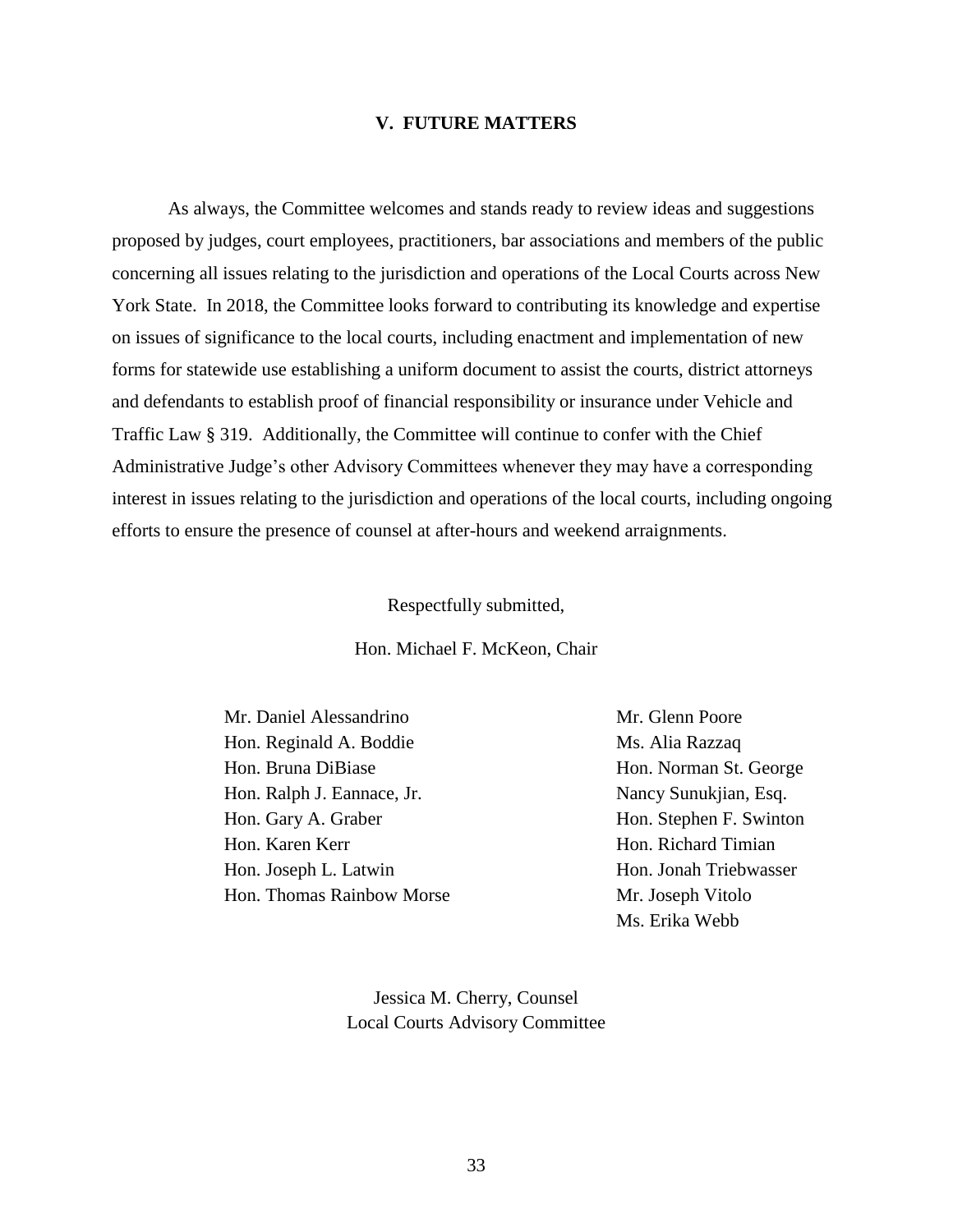## V. FUTURE MATTERS

As always, the Committee welcomes and stands ready to review ideas and suggestions proposed by judges, court employees, practitioners, bar associations and members of the public concerning all issues relating to the jurisdiction and operations of the Local Courts across New York State. In 2018, the Committee looks forward to contributing its knowledge and expertise on issues of significance to the local courts, including enactment and implementation of new forms for statewide use establishing a uniform document to assist the courts, district attorneys and defendants to establish proof of financial responsibility or insurance under Vehicle and Traffic Law § 319. Additionally, the Committee will continue to confer with the Chief Administrative Judge's other Advisory Committees whenever they may have a corresponding interest in issues relating to the jurisdiction and operations of the local courts, including ongoing efforts to ensure the presence of counsel at after-hours and weekend arraignments.

Respectfully submitted,

Hon. Michael F. McKeon, Chair

Mr. Daniel Alessandrino
Hon. Reginald A. Boddie
Hon. Bruna DiBiase
Hon. Ralph J. Eannace, Jr.
Hon. Gary A. Graber
Hon. Karen Kerr
Hon. Joseph L. Latwin
Hon. Thomas Rainbow Morse
Mr. Glenn Poore
Ms. Alia Razzaq
Hon. Norman St. George
Nancy Sunukjian, Esq.
Hon. Stephen F. Swinton
Hon. Richard Timian
Hon. Jonah Triebwasser
Mr. Joseph Vitolo
Ms. Erika Webb

Jessica M. Cherry, Counsel
Local Courts Advisory Committee